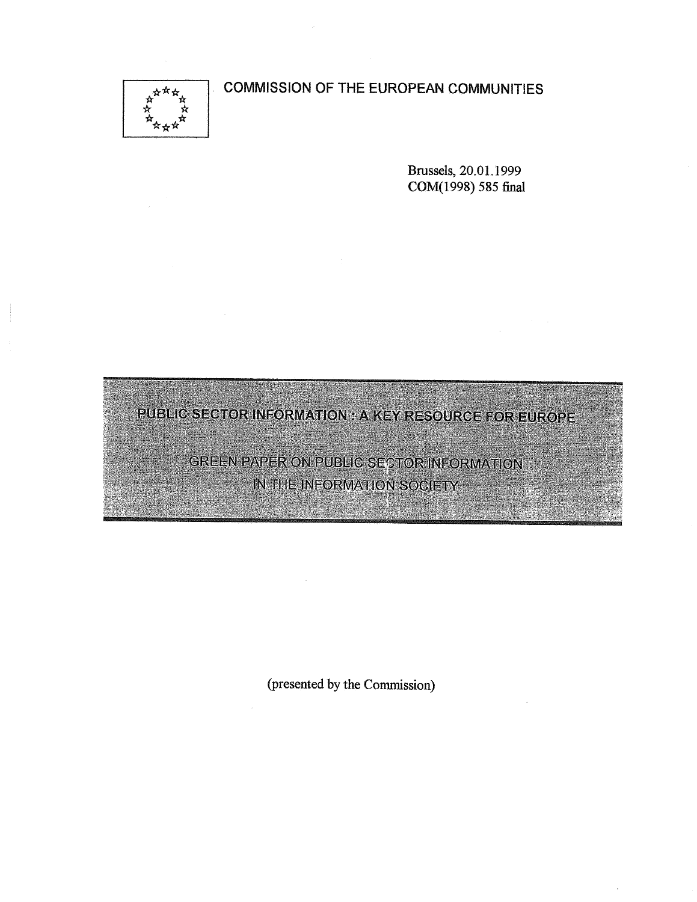COMMISSION OF THE EUROPEAN COMMUNITIES

Brussels, 20.01.1999
COM(1998) 585 final

# PUBLIC SECTOR INFORMATION : A KEY RESOURCE FOR EUROPE

## GREEN PAPER ON PUBLIC SECTOR INFORMATION IN THE INFORMATION SOCIETY

(presented by the Commission)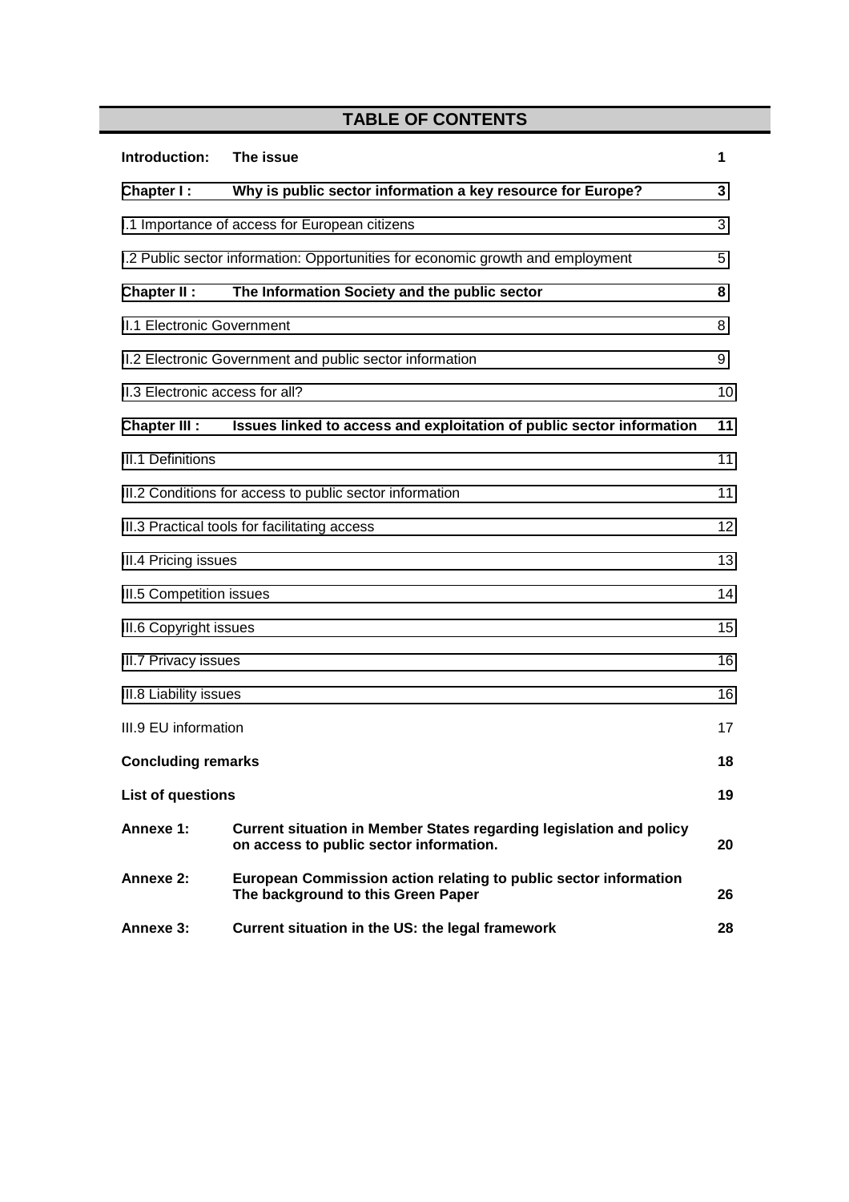## TABLE OF CONTENTS

| | | |
|---|---|---|
| **Introduction:** | **The issue** | **1** |
| **Chapter I :** | **Why is public sector information a key resource for Europe?** | **3** |
| I.1 Importance of access for European citizens | | 3 |
| I.2 Public sector information: Opportunities for economic growth and employment | | 5 |
| **Chapter II :** | **The Information Society and the public sector** | **8** |
| II.1 Electronic Government | | 8 |
| II.2 Electronic Government and public sector information | | 9 |
| II.3 Electronic access for all? | | 10 |
| **Chapter III :** | **Issues linked to access and exploitation of public sector information** | **11** |
| III.1 Definitions | | 11 |
| III.2 Conditions for access to public sector information | | 11 |
| III.3 Practical tools for facilitating access | | 12 |
| III.4 Pricing issues | | 13 |
| III.5 Competition issues | | 14 |
| III.6 Copyright issues | | 15 |
| III.7 Privacy issues | | 16 |
| III.8 Liability issues | | 16 |
| III.9 EU information | | 17 |
| **Concluding remarks** | | **18** |
| **List of questions** | | **19** |
| **Annexe 1:** | **Current situation in Member States regarding legislation and policy on access to public sector information.** | **20** |
| **Annexe 2:** | **European Commission action relating to public sector information The background to this Green Paper** | **26** |
| **Annexe 3:** | **Current situation in the US: the legal framework** | **28** |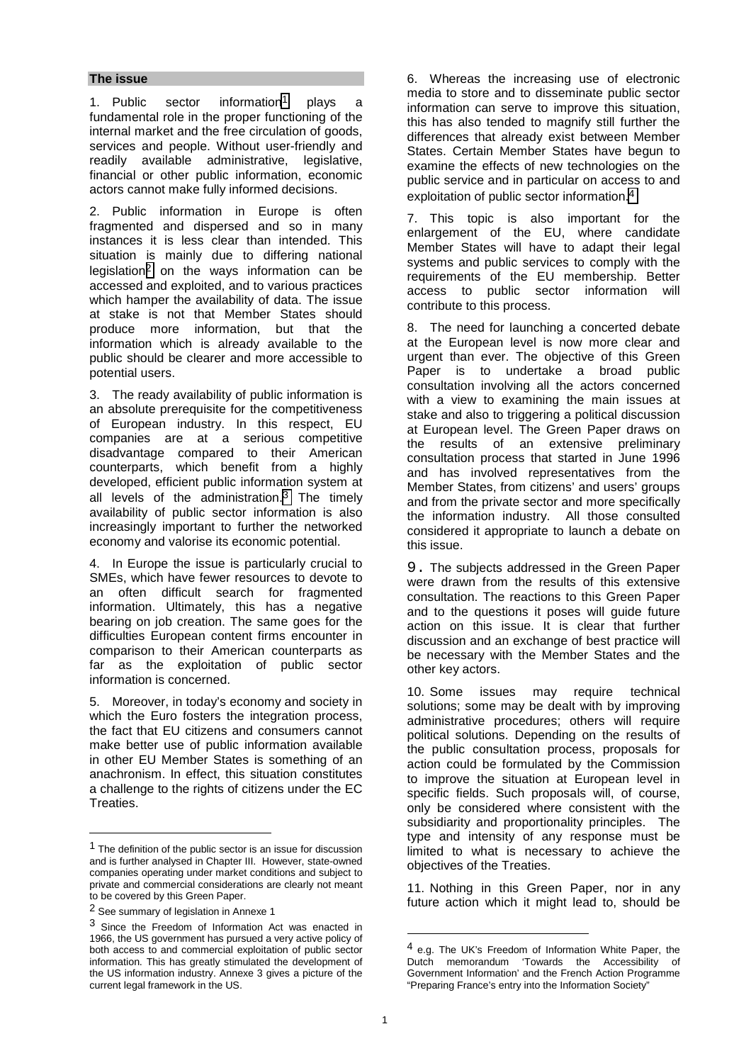## The issue

1. Public sector information[1] plays a fundamental role in the proper functioning of the internal market and the free circulation of goods, services and people. Without user-friendly and readily available administrative, legislative, financial or other public information, economic actors cannot make fully informed decisions.

2. Public information in Europe is often fragmented and dispersed and so in many instances it is less clear than intended. This situation is mainly due to differing national legislation[2] on the ways information can be accessed and exploited, and to various practices which hamper the availability of data. The issue at stake is not that Member States should produce more information, but that the information which is already available to the public should be clearer and more accessible to potential users.

3. The ready availability of public information is an absolute prerequisite for the competitiveness of European industry. In this respect, EU companies are at a serious competitive disadvantage compared to their American counterparts, which benefit from a highly developed, efficient public information system at all levels of the administration.[3] The timely availability of public sector information is also increasingly important to further the networked economy and valorise its economic potential.

4. In Europe the issue is particularly crucial to SMEs, which have fewer resources to devote to an often difficult search for fragmented information. Ultimately, this has a negative bearing on job creation. The same goes for the difficulties European content firms encounter in comparison to their American counterparts as far as the exploitation of public sector information is concerned.

5. Moreover, in today's economy and society in which the Euro fosters the integration process, the fact that EU citizens and consumers cannot make better use of public information available in other EU Member States is something of an anachronism. In effect, this situation constitutes a challenge to the rights of citizens under the EC Treaties.

6. Whereas the increasing use of electronic media to store and to disseminate public sector information can serve to improve this situation, this has also tended to magnify still further the differences that already exist between Member States. Certain Member States have begun to examine the effects of new technologies on the public service and in particular on access to and exploitation of public sector information.[4]

7. This topic is also important for the enlargement of the EU, where candidate Member States will have to adapt their legal systems and public services to comply with the requirements of the EU membership. Better access to public sector information will contribute to this process.

8. The need for launching a concerted debate at the European level is now more clear and urgent than ever. The objective of this Green Paper is to undertake a broad public consultation involving all the actors concerned with a view to examining the main issues at stake and also to triggering a political discussion at European level. The Green Paper draws on the results of an extensive preliminary consultation process that started in June 1996 and has involved representatives from the Member States, from citizens' and users' groups and from the private sector and more specifically the information industry. All those consulted considered it appropriate to launch a debate on this issue.

9. The subjects addressed in the Green Paper were drawn from the results of this extensive consultation. The reactions to this Green Paper and to the questions it poses will guide future action on this issue. It is clear that further discussion and an exchange of best practice will be necessary with the Member States and the other key actors.

10. Some issues may require technical solutions; some may be dealt with by improving administrative procedures; others will require political solutions. Depending on the results of the public consultation process, proposals for action could be formulated by the Commission to improve the situation at European level in specific fields. Such proposals will, of course, only be considered where consistent with the subsidiarity and proportionality principles. The type and intensity of any response must be limited to what is necessary to achieve the objectives of the Treaties.

11. Nothing in this Green Paper, nor in any future action which it might lead to, should be

---

[1] The definition of the public sector is an issue for discussion and is further analysed in Chapter III. However, state-owned companies operating under market conditions and subject to private and commercial considerations are clearly not meant to be covered by this Green Paper.

[2] See summary of legislation in Annexe 1

[3] Since the Freedom of Information Act was enacted in 1966, the US government has pursued a very active policy of both access to and commercial exploitation of public sector information. This has greatly stimulated the development of the US information industry. Annexe 3 gives a picture of the current legal framework in the US.

[4] e.g. The UK's Freedom of Information White Paper, the Dutch memorandum 'Towards the Accessibility of Government Information' and the French Action Programme "Preparing France's entry into the Information Society"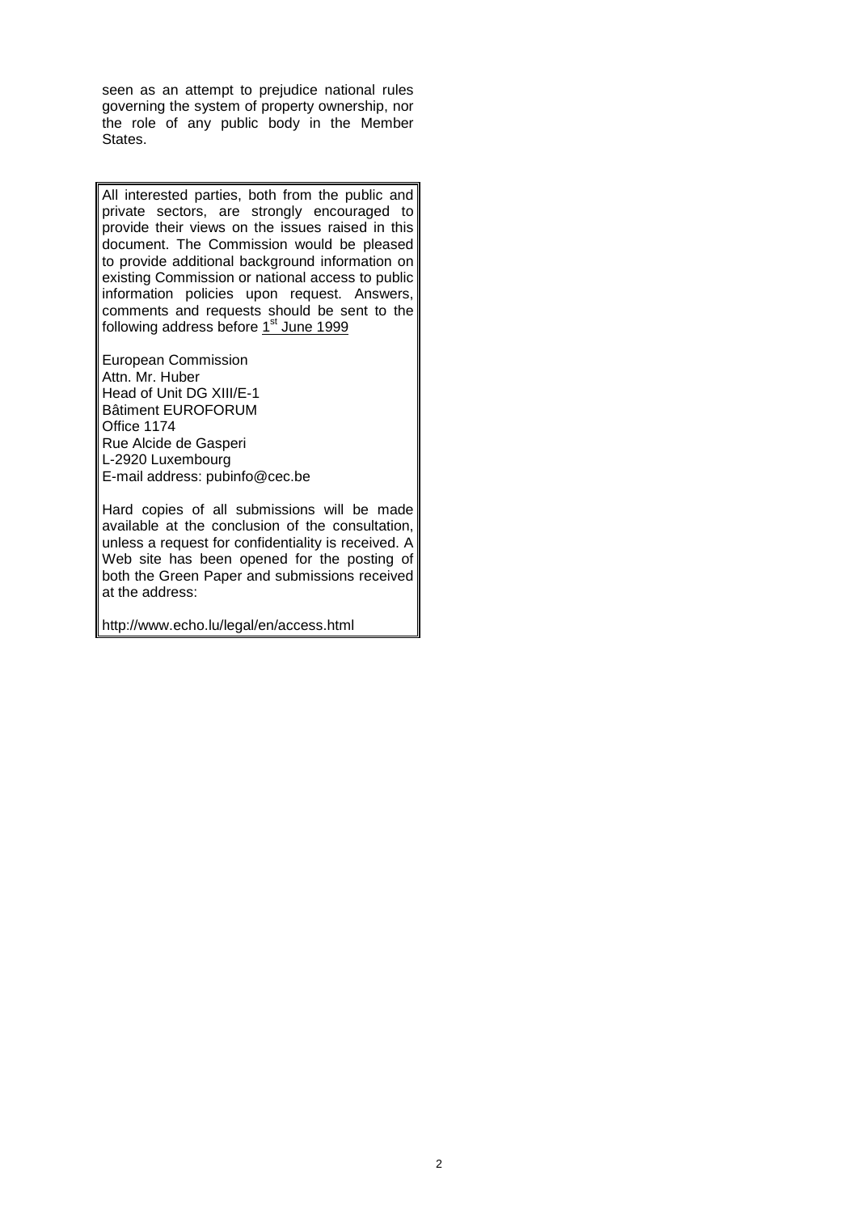seen as an attempt to prejudice national rules governing the system of property ownership, nor the role of any public body in the Member States.

All interested parties, both from the public and private sectors, are strongly encouraged to provide their views on the issues raised in this document. The Commission would be pleased to provide additional background information on existing Commission or national access to public information policies upon request. Answers, comments and requests should be sent to the following address before 1st June 1999

European Commission
Attn. Mr. Huber
Head of Unit DG XIII/E-1
Bâtiment EUROFORUM
Office 1174
Rue Alcide de Gasperi
L-2920 Luxembourg
E-mail address: pubinfo@cec.be

Hard copies of all submissions will be made available at the conclusion of the consultation, unless a request for confidentiality is received. A Web site has been opened for the posting of both the Green Paper and submissions received at the address:

http://www.echo.lu/legal/en/access.html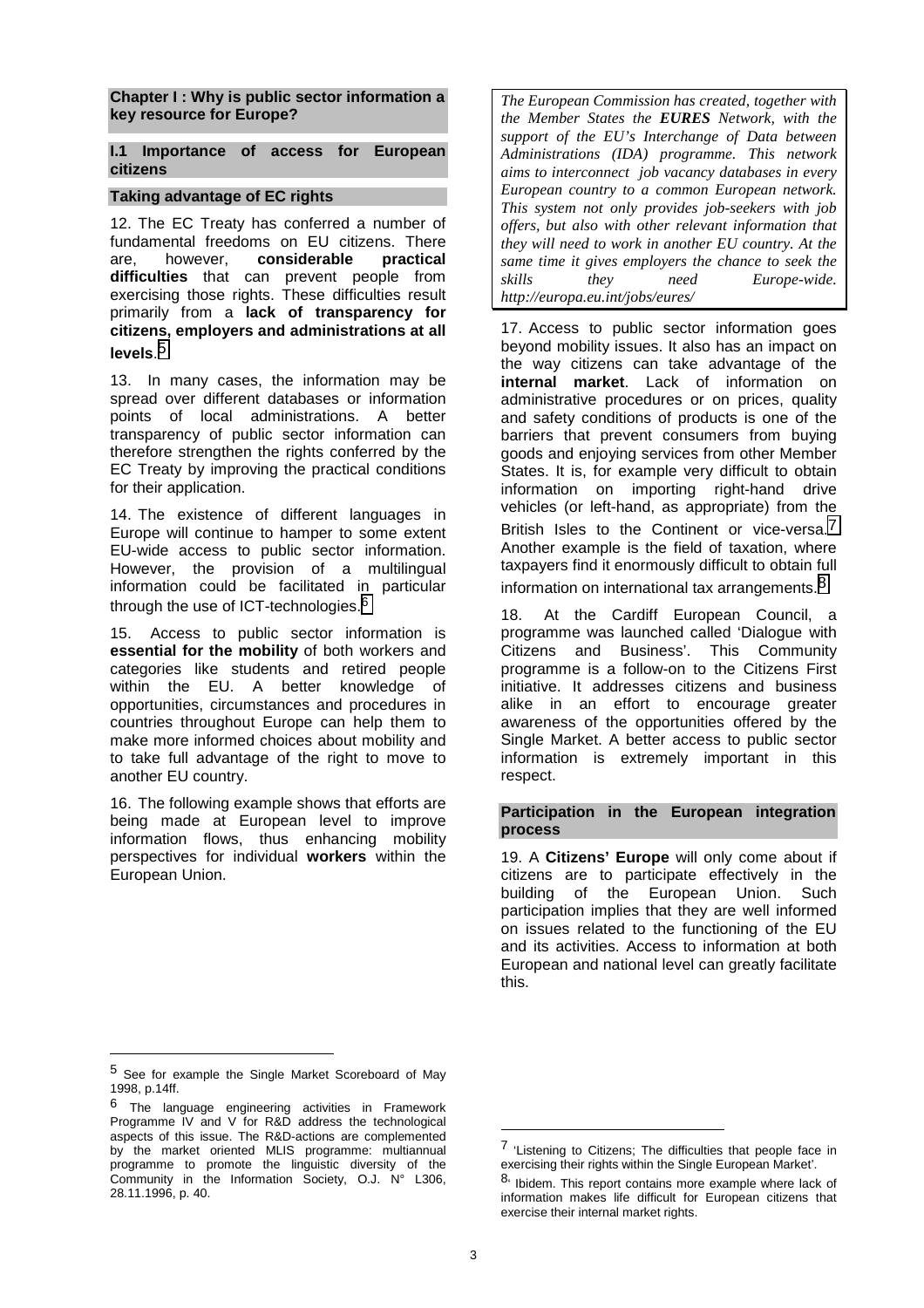## Chapter I : Why is public sector information a key resource for Europe?

### I.1 Importance of access for European citizens

#### Taking advantage of EC rights

12. The EC Treaty has conferred a number of fundamental freedoms on EU citizens. There are, however, **considerable practical difficulties** that can prevent people from exercising those rights. These difficulties result primarily from a **lack of transparency for citizens, employers and administrations at all levels**.[5]

13. In many cases, the information may be spread over different databases or information points of local administrations. A better transparency of public sector information can therefore strengthen the rights conferred by the EC Treaty by improving the practical conditions for their application.

14. The existence of different languages in Europe will continue to hamper to some extent EU-wide access to public sector information. However, the provision of a multilingual information could be facilitated in particular through the use of ICT-technologies.[6]

15. Access to public sector information is **essential for the mobility** of both workers and categories like students and retired people within the EU. A better knowledge of opportunities, circumstances and procedures in countries throughout Europe can help them to make more informed choices about mobility and to take full advantage of the right to move to another EU country.

16. The following example shows that efforts are being made at European level to improve information flows, thus enhancing mobility perspectives for individual **workers** within the European Union.

> *The European Commission has created, together with the Member States the **EURES** Network, with the support of the EU's Interchange of Data between Administrations (IDA) programme. This network aims to interconnect job vacancy databases in every European country to a common European network. This system not only provides job-seekers with job offers, but also with other relevant information that they will need to work in another EU country. At the same time it gives employers the chance to seek the skills they need Europe-wide. http://europa.eu.int/jobs/eures/*

17. Access to public sector information goes beyond mobility issues. It also has an impact on the way citizens can take advantage of the **internal market**. Lack of information on administrative procedures or on prices, quality and safety conditions of products is one of the barriers that prevent consumers from buying goods and enjoying services from other Member States. It is, for example very difficult to obtain information on importing right-hand drive vehicles (or left-hand, as appropriate) from the British Isles to the Continent or vice-versa.[7] Another example is the field of taxation, where taxpayers find it enormously difficult to obtain full information on international tax arrangements.[8]

18. At the Cardiff European Council, a programme was launched called 'Dialogue with Citizens and Business'. This Community programme is a follow-on to the Citizens First initiative. It addresses citizens and business alike in an effort to encourage greater awareness of the opportunities offered by the Single Market. A better access to public sector information is extremely important in this respect.

#### Participation in the European integration process

19. A **Citizens' Europe** will only come about if citizens are to participate effectively in the building of the European Union. Such participation implies that they are well informed on issues related to the functioning of the EU and its activities. Access to information at both European and national level can greatly facilitate this.

---

[5] See for example the Single Market Scoreboard of May 1998, p.14ff.

[6] The language engineering activities in Framework Programme IV and V for R&D address the technological aspects of this issue. The R&D-actions are complemented by the market oriented MLIS programme: multiannual programme to promote the linguistic diversity of the Community in the Information Society, O.J. N° L306, 28.11.1996, p. 40.

[7] 'Listening to Citizens; The difficulties that people face in exercising their rights within the Single European Market'.

[8] Ibidem. This report contains more example where lack of information makes life difficult for European citizens that exercise their internal market rights.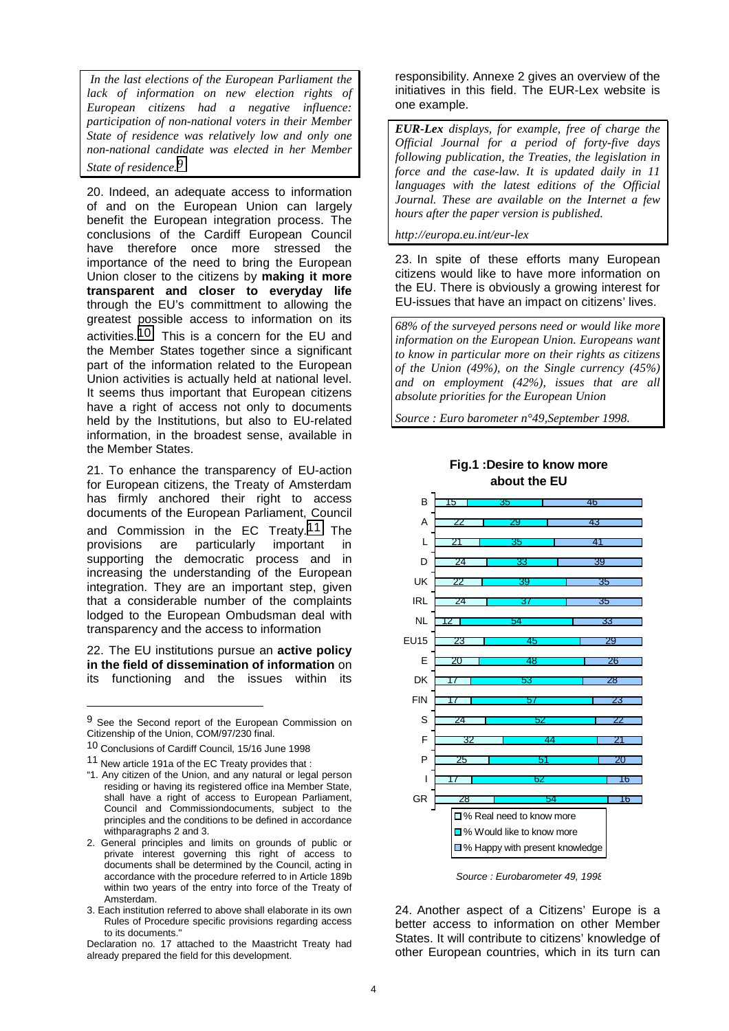*In the last elections of the European Parliament the lack of information on new election rights of European citizens had a negative influence: participation of non-national voters in their Member State of residence was relatively low and only one non-national candidate was elected in her Member State of residence.*[9]

20. Indeed, an adequate access to information of and on the European Union can largely benefit the European integration process. The conclusions of the Cardiff European Council have therefore once more stressed the importance of the need to bring the European Union closer to the citizens by **making it more transparent and closer to everyday life** through the EU's committment to allowing the greatest possible access to information on its activities.[10] This is a concern for the EU and the Member States together since a significant part of the information related to the European Union activities is actually held at national level. It seems thus important that European citizens have a right of access not only to documents held by the Institutions, but also to EU-related information, in the broadest sense, available in the Member States.

21. To enhance the transparency of EU-action for European citizens, the Treaty of Amsterdam has firmly anchored their right to access documents of the European Parliament, Council and Commission in the EC Treaty.[11] The provisions are particularly important in supporting the democratic process and in increasing the understanding of the European integration. They are an important step, given that a considerable number of the complaints lodged to the European Ombudsman deal with transparency and the access to information

22. The EU institutions pursue an **active policy in the field of dissemination of information** on its functioning and the issues within its responsibility. Annexe 2 gives an overview of the initiatives in this field. The EUR-Lex website is one example.

***EUR-Lex*** *displays, for example, free of charge the Official Journal for a period of forty-five days following publication, the Treaties, the legislation in force and the case-law. It is updated daily in 11 languages with the latest editions of the Official Journal. These are available on the Internet a few hours after the paper version is published.*

*http://europa.eu.int/eur-lex*

23. In spite of these efforts many European citizens would like to have more information on the EU. There is obviously a growing interest for EU-issues that have an impact on citizens' lives.

*68% of the surveyed persons need or would like more information on the European Union. Europeans want to know in particular more on their rights as citizens of the Union (49%), on the Single currency (45%) and on employment (42%), issues that are all absolute priorities for the European Union*

*Source : Euro barometer n°49,September 1998.*

**Fig.1 :Desire to know more about the EU**

| | % Real need to know more | % Would like to know more | % Happy with present knowledge |
|---|---|---|---|
| B | 15 | 35 | 46 |
| A | 22 | 29 | 43 |
| L | 21 | 35 | 41 |
| D | 24 | 33 | 39 |
| UK | 22 | 39 | 35 |
| IRL | 24 | 37 | 35 |
| NL | 12 | 54 | 33 |
| EU15 | 23 | 45 | 29 |
| E | 20 | 48 | 26 |
| DK | 17 | 53 | 28 |
| FIN | 17 | 57 | 23 |
| S | 24 | 52 | 22 |
| F | 32 | 44 | 21 |
| P | 25 | 51 | 20 |
| I | 17 | 62 | 16 |
| GR | 28 | 54 | 16 |

*Source : Eurobarometer 49, 1998*

24. Another aspect of a Citizens' Europe is a better access to information on other Member States. It will contribute to citizens' knowledge of other European countries, which in its turn can

---

[9] See the Second report of the European Commission on Citizenship of the Union, COM/97/230 final.

[10] Conclusions of Cardiff Council, 15/16 June 1998

[11] New article 191a of the EC Treaty provides that :

"1. Any citizen of the Union, and any natural or legal person residing or having its registered office ina Member State, shall have a right of access to European Parliament, Council and Commissiondocuments, subject to the principles and the conditions to be defined in accordance withparagraphs 2 and 3.

2. General principles and limits on grounds of public or private interest governing this right of access to documents shall be determined by the Council, acting in accordance with the procedure referred to in Article 189b within two years of the entry into force of the Treaty of Amsterdam.

3. Each institution referred to above shall elaborate in its own Rules of Procedure specific provisions regarding access to its documents."

Declaration no. 17 attached to the Maastricht Treaty had already prepared the field for this development.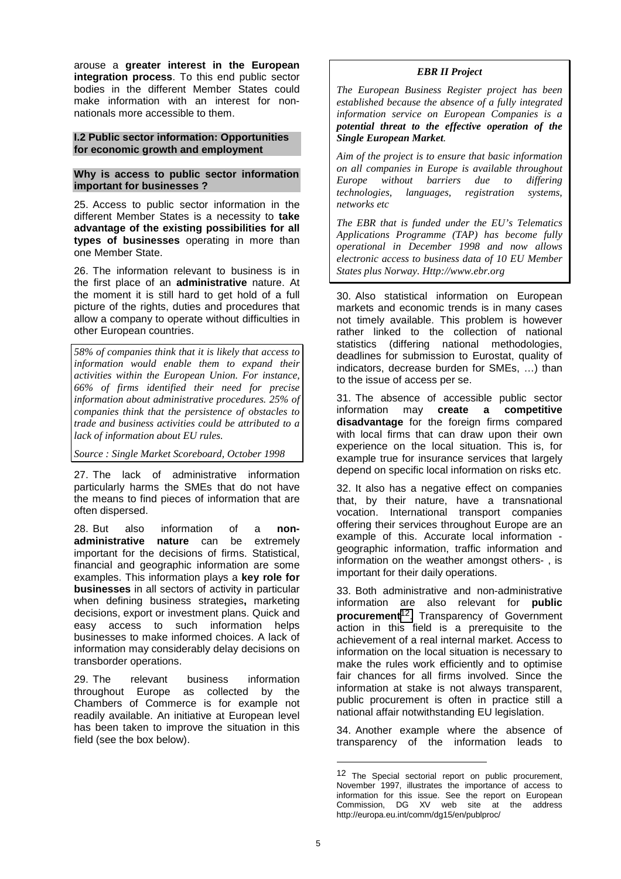arouse a **greater interest in the European integration process**. To this end public sector bodies in the different Member States could make information with an interest for non-nationals more accessible to them.

### I.2 Public sector information: Opportunities for economic growth and employment

#### Why is access to public sector information important for businesses ?

25. Access to public sector information in the different Member States is a necessity to **take advantage of the existing possibilities for all types of businesses** operating in more than one Member State.

26. The information relevant to business is in the first place of an **administrative** nature. At the moment it is still hard to get hold of a full picture of the rights, duties and procedures that allow a company to operate without difficulties in other European countries.

> *58% of companies think that it is likely that access to information would enable them to expand their activities within the European Union. For instance, 66% of firms identified their need for precise information about administrative procedures. 25% of companies think that the persistence of obstacles to trade and business activities could be attributed to a lack of information about EU rules.*
>
> *Source : Single Market Scoreboard, October 1998*

27. The lack of administrative information particularly harms the SMEs that do not have the means to find pieces of information that are often dispersed.

28. But also information of a **non-administrative nature** can be extremely important for the decisions of firms. Statistical, financial and geographic information are some examples. This information plays a **key role for businesses** in all sectors of activity in particular when defining business strategies**,** marketing decisions, export or investment plans. Quick and easy access to such information helps businesses to make informed choices. A lack of information may considerably delay decisions on transborder operations.

29. The relevant business information throughout Europe as collected by the Chambers of Commerce is for example not readily available. An initiative at European level has been taken to improve the situation in this field (see the box below).

> ***EBR II Project***
>
> *The European Business Register project has been established because the absence of a fully integrated information service on European Companies is a* ***potential threat to the effective operation of the Single European Market****.*
>
> *Aim of the project is to ensure that basic information on all companies in Europe is available throughout Europe without barriers due to differing technologies, languages, registration systems, networks etc*
>
> *The EBR that is funded under the EU's Telematics Applications Programme (TAP) has become fully operational in December 1998 and now allows electronic access to business data of 10 EU Member States plus Norway. Http://www.ebr.org*

30. Also statistical information on European markets and economic trends is in many cases not timely available. This problem is however rather linked to the collection of national statistics (differing national methodologies, deadlines for submission to Eurostat, quality of indicators, decrease burden for SMEs, …) than to the issue of access per se.

31. The absence of accessible public sector information may **create a competitive disadvantage** for the foreign firms compared with local firms that can draw upon their own experience on the local situation. This is, for example true for insurance services that largely depend on specific local information on risks etc.

32. It also has a negative effect on companies that, by their nature, have a transnational vocation. International transport companies offering their services throughout Europe are an example of this. Accurate local information - geographic information, traffic information and information on the weather amongst others- , is important for their daily operations.

33. Both administrative and non-administrative information are also relevant for **public procurement**[12]. Transparency of Government action in this field is a prerequisite to the achievement of a real internal market. Access to information on the local situation is necessary to make the rules work efficiently and to optimise fair chances for all firms involved. Since the information at stake is not always transparent, public procurement is often in practice still a national affair notwithstanding EU legislation.

34. Another example where the absence of transparency of the information leads to

---

[12] The Special sectorial report on public procurement, November 1997, illustrates the importance of access to information for this issue. See the report on European Commission, DG XV web site at the address http://europa.eu.int/comm/dg15/en/publproc/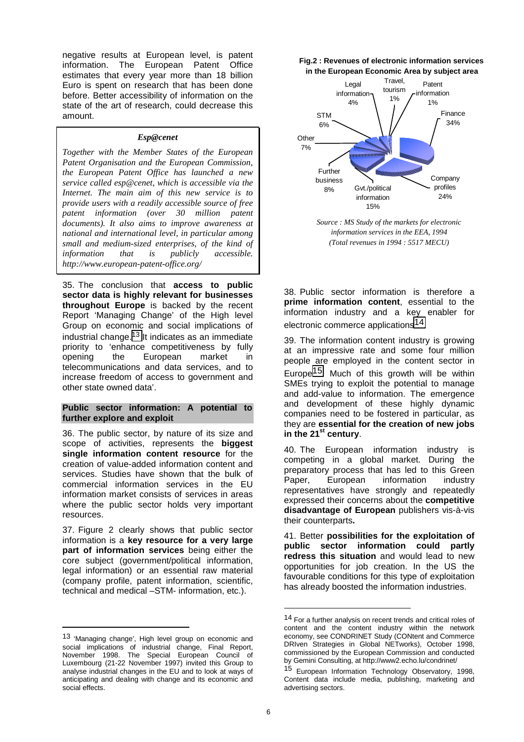negative results at European level, is patent information. The European Patent Office estimates that every year more than 18 billion Euro is spent on research that has been done before. Better accessibility of information on the state of the art of research, could decrease this amount.

> ***Esp@cenet***
>
> *Together with the Member States of the European Patent Organisation and the European Commission, the European Patent Office has launched a new service called esp@cenet, which is accessible via the Internet. The main aim of this new service is to provide users with a readily accessible source of free patent information (over 30 million patent documents). It also aims to improve awareness at national and international level, in particular among small and medium-sized enterprises, of the kind of information that is publicly accessible. http://www.european-patent-office.org/*

35. The conclusion that **access to public sector data is highly relevant for businesses throughout Europe** is backed by the recent Report 'Managing Change' of the High level Group on economic and social implications of industrial change.[13] It indicates as an immediate priority to 'enhance competitiveness by fully opening the European market in telecommunications and data services, and to increase freedom of access to government and other state owned data'.

**Public sector information: A potential to further explore and exploit**

36. The public sector, by nature of its size and scope of activities, represents the **biggest single information content resource** for the creation of value-added information content and services. Studies have shown that the bulk of commercial information services in the EU information market consists of services in areas where the public sector holds very important resources.

37. Figure 2 clearly shows that public sector information is a **key resource for a very large part of information services** being either the core subject (government/political information, legal information) or an essential raw material (company profile, patent information, scientific, technical and medical –STM- information, etc.).

**Fig.2 : Revenues of electronic information services in the European Economic Area by subject area**

| Subject area | Share |
|---|---|
| Finance | 34% |
| Company profiles | 24% |
| Gvt./political information | 15% |
| Further business | 8% |
| Other | 7% |
| STM | 6% |
| Legal information | 4% |
| Travel, tourism | 1% |
| Patent information | 1% |

*Source : MS Study of the markets for electronic information services in the EEA, 1994 (Total revenues in 1994 : 5517 MECU)*

38. Public sector information is therefore a **prime information content**, essential to the information industry and a key enabler for electronic commerce applications[14].

39. The information content industry is growing at an impressive rate and some four million people are employed in the content sector in Europe[15]. Much of this growth will be within SMEs trying to exploit the potential to manage and add-value to information. The emergence and development of these highly dynamic companies need to be fostered in particular, as they are **essential for the creation of new jobs in the 21st century**.

40. The European information industry is competing in a global market. During the preparatory process that has led to this Green Paper, European information industry representatives have strongly and repeatedly expressed their concerns about the **competitive disadvantage of European** publishers vis-à-vis their counterparts**.**

41. Better **possibilities for the exploitation of public sector information could partly redress this situation** and would lead to new opportunities for job creation. In the US the favourable conditions for this type of exploitation has already boosted the information industries.

---

[13] 'Managing change', High level group on economic and social implications of industrial change, Final Report, November 1998. The Special European Council of Luxembourg (21-22 November 1997) invited this Group to analyse industrial changes in the EU and to look at ways of anticipating and dealing with change and its economic and social effects.

[14] For a further analysis on recent trends and critical roles of content and the content industry within the network economy, see CONDRINET Study (CONtent and Commerce DRIven Strategies in Global NETworks), October 1998, commissioned by the European Commission and conducted by Gemini Consulting, at http://www2.echo.lu/condrinet/

[15] European Information Technology Observatory, 1998, Content data include media, publishing, marketing and advertising sectors.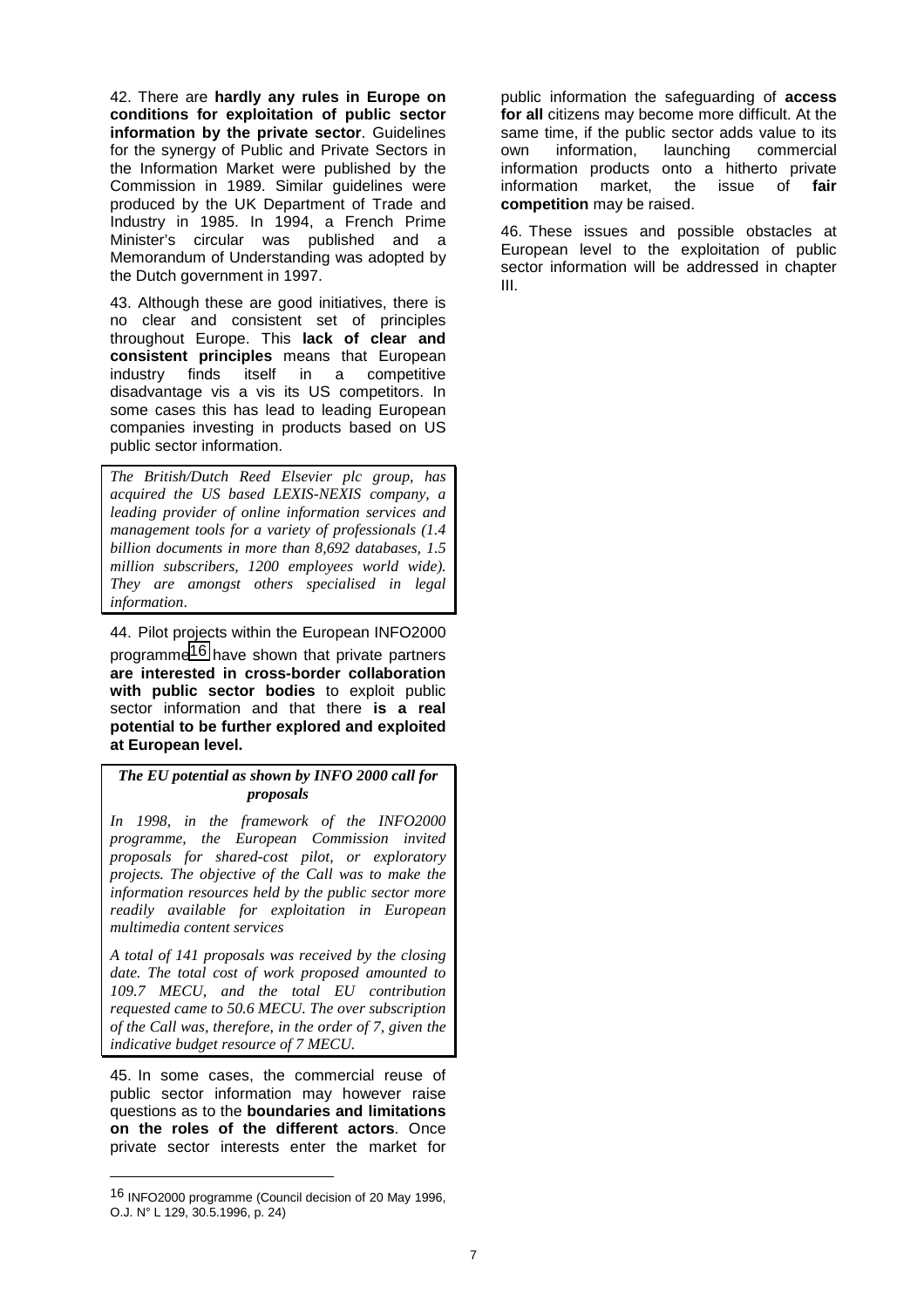42. There are **hardly any rules in Europe on conditions for exploitation of public sector information by the private sector**. Guidelines for the synergy of Public and Private Sectors in the Information Market were published by the Commission in 1989. Similar guidelines were produced by the UK Department of Trade and Industry in 1985. In 1994, a French Prime Minister's circular was published and a Memorandum of Understanding was adopted by the Dutch government in 1997.

43. Although these are good initiatives, there is no clear and consistent set of principles throughout Europe. This **lack of clear and consistent principles** means that European industry finds itself in a competitive disadvantage vis a vis its US competitors. In some cases this has lead to leading European companies investing in products based on US public sector information.

> *The British/Dutch Reed Elsevier plc group, has acquired the US based LEXIS-NEXIS company, a leading provider of online information services and management tools for a variety of professionals (1.4 billion documents in more than 8,692 databases, 1.5 million subscribers, 1200 employees world wide). They are amongst others specialised in legal information.*

44. Pilot projects within the European INFO2000 programme[16] have shown that private partners **are interested in cross-border collaboration with public sector bodies** to exploit public sector information and that there **is a real potential to be further explored and exploited at European level.**

> ***The EU potential as shown by INFO 2000 call for proposals***
>
> *In 1998, in the framework of the INFO2000 programme, the European Commission invited proposals for shared-cost pilot, or exploratory projects. The objective of the Call was to make the information resources held by the public sector more readily available for exploitation in European multimedia content services*
>
> *A total of 141 proposals was received by the closing date. The total cost of work proposed amounted to 109.7 MECU, and the total EU contribution requested came to 50.6 MECU. The over subscription of the Call was, therefore, in the order of 7, given the indicative budget resource of 7 MECU.*

45. In some cases, the commercial reuse of public sector information may however raise questions as to the **boundaries and limitations on the roles of the different actors**. Once private sector interests enter the market for public information the safeguarding of **access for all** citizens may become more difficult. At the same time, if the public sector adds value to its own information, launching commercial information products onto a hitherto private information market, the issue of **fair competition** may be raised.

46. These issues and possible obstacles at European level to the exploitation of public sector information will be addressed in chapter III.

---

[16] INFO2000 programme (Council decision of 20 May 1996, O.J. N° L 129, 30.5.1996, p. 24)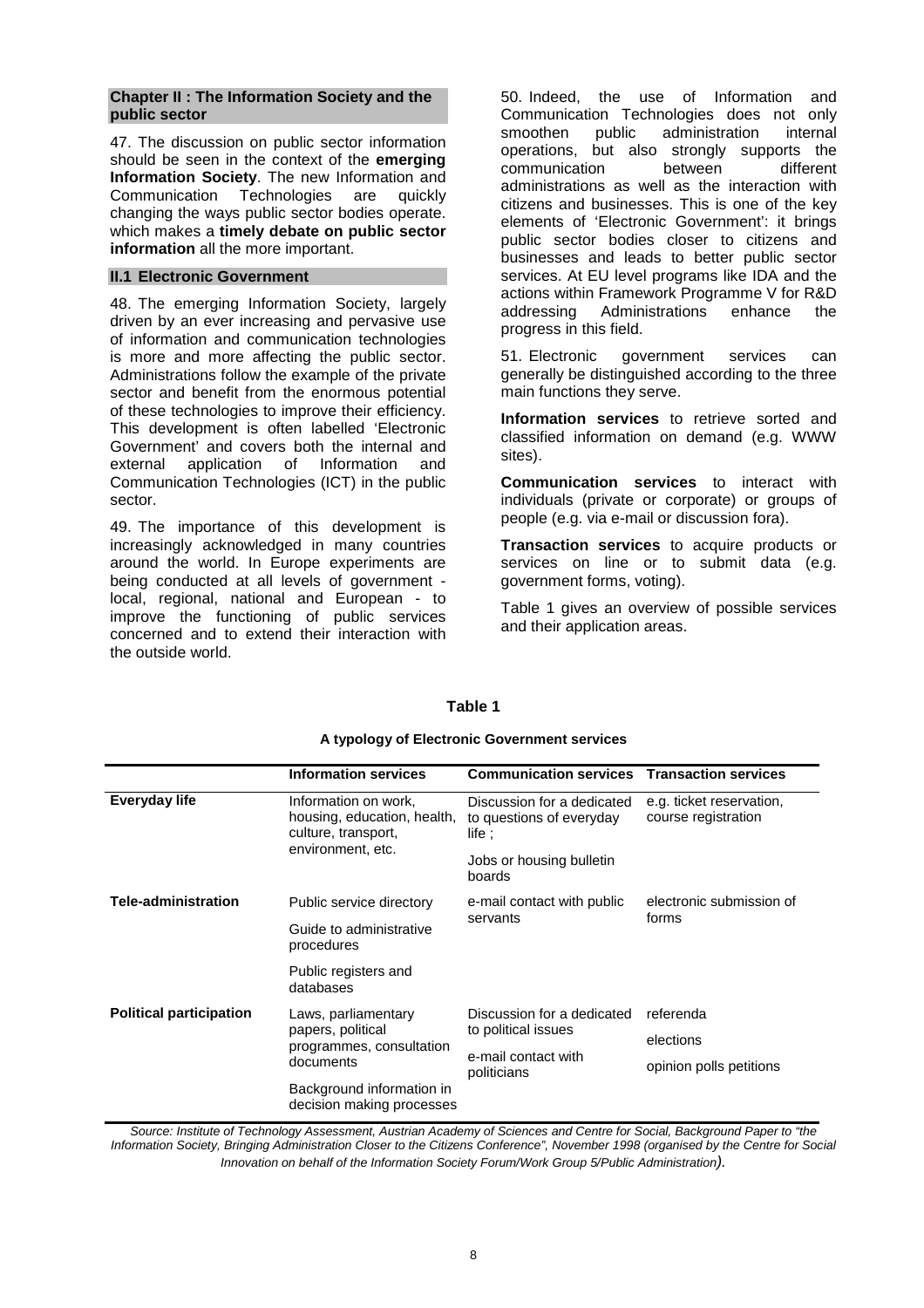## Chapter II : The Information Society and the public sector

47. The discussion on public sector information should be seen in the context of the **emerging Information Society**. The new Information and Communication Technologies are quickly changing the ways public sector bodies operate. which makes a **timely debate on public sector information** all the more important.

### II.1 Electronic Government

48. The emerging Information Society, largely driven by an ever increasing and pervasive use of information and communication technologies is more and more affecting the public sector. Administrations follow the example of the private sector and benefit from the enormous potential of these technologies to improve their efficiency. This development is often labelled 'Electronic Government' and covers both the internal and external application of Information and Communication Technologies (ICT) in the public sector.

49. The importance of this development is increasingly acknowledged in many countries around the world. In Europe experiments are being conducted at all levels of government - local, regional, national and European - to improve the functioning of public services concerned and to extend their interaction with the outside world.

50. Indeed, the use of Information and Communication Technologies does not only smoothen public administration internal operations, but also strongly supports the communication between different administrations as well as the interaction with citizens and businesses. This is one of the key elements of 'Electronic Government': it brings public sector bodies closer to citizens and businesses and leads to better public sector services. At EU level programs like IDA and the actions within Framework Programme V for R&D addressing Administrations enhance the progress in this field.

51. Electronic government services can generally be distinguished according to the three main functions they serve.

**Information services** to retrieve sorted and classified information on demand (e.g. WWW sites).

**Communication services** to interact with individuals (private or corporate) or groups of people (e.g. via e-mail or discussion fora).

**Transaction services** to acquire products or services on line or to submit data (e.g. government forms, voting).

Table 1 gives an overview of possible services and their application areas.

**Table 1**

**A typology of Electronic Government services**

| | Information services | Communication services | Transaction services |
|---|---|---|---|
| **Everyday life** | Information on work, housing, education, health, culture, transport, environment, etc. | Discussion for a dedicated to questions of everyday life ;<br>Jobs or housing bulletin boards | e.g. ticket reservation, course registration |
| **Tele-administration** | Public service directory<br>Guide to administrative procedures<br>Public registers and databases | e-mail contact with public servants | electronic submission of forms |
| **Political participation** | Laws, parliamentary papers, political programmes, consultation documents<br>Background information in decision making processes | Discussion for a dedicated to political issues<br>e-mail contact with politicians | referenda<br>elections<br>opinion polls petitions |

*Source: Institute of Technology Assessment, Austrian Academy of Sciences and Centre for Social, Background Paper to "the Information Society, Bringing Administration Closer to the Citizens Conference", November 1998 (organised by the Centre for Social Innovation on behalf of the Information Society Forum/Work Group 5/Public Administration).*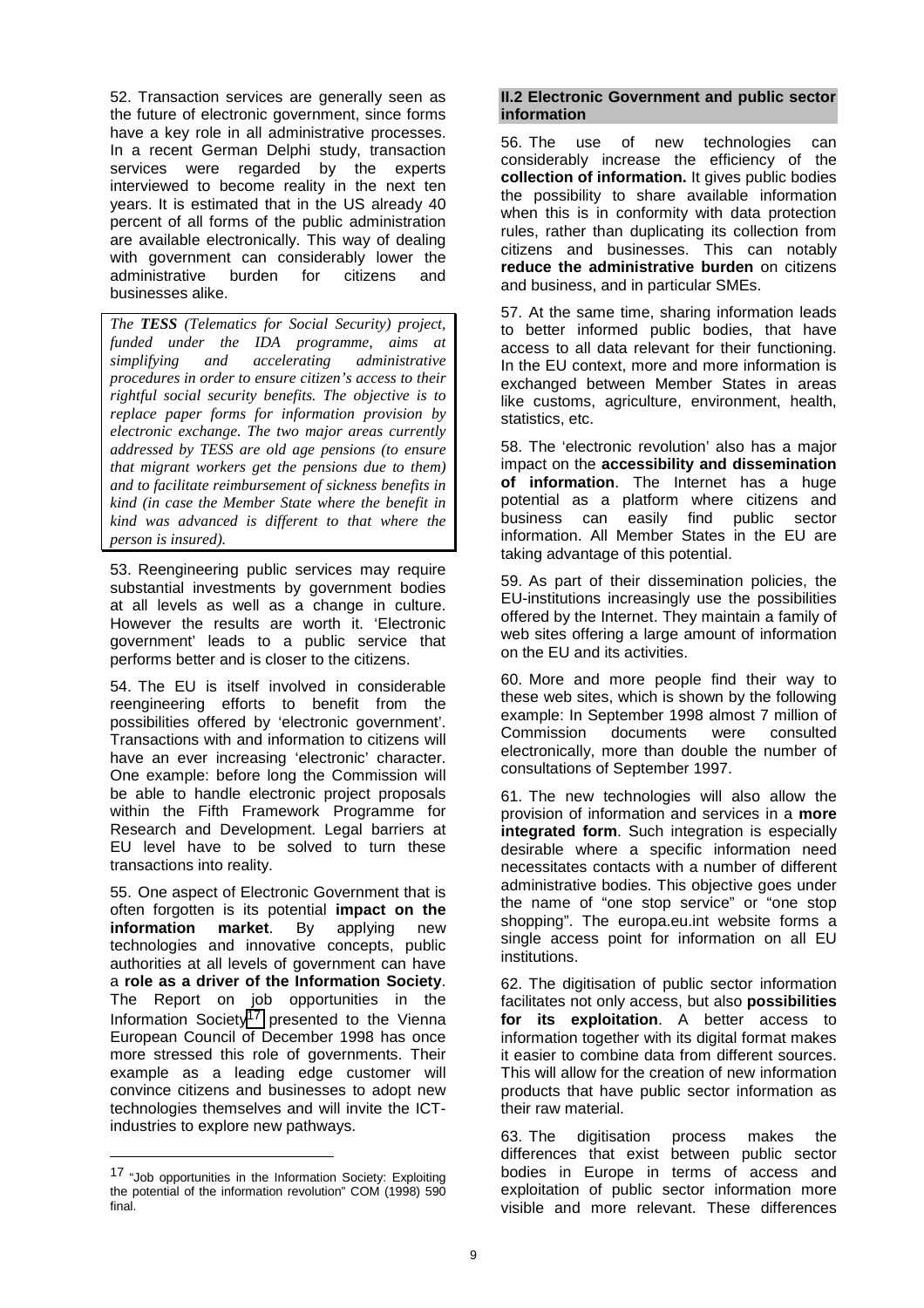52. Transaction services are generally seen as the future of electronic government, since forms have a key role in all administrative processes. In a recent German Delphi study, transaction services were regarded by the experts interviewed to become reality in the next ten years. It is estimated that in the US already 40 percent of all forms of the public administration are available electronically. This way of dealing with government can considerably lower the administrative burden for citizens and businesses alike.

> *The **TESS** (Telematics for Social Security) project, funded under the IDA programme, aims at simplifying and accelerating administrative procedures in order to ensure citizen's access to their rightful social security benefits. The objective is to replace paper forms for information provision by electronic exchange. The two major areas currently addressed by TESS are old age pensions (to ensure that migrant workers get the pensions due to them) and to facilitate reimbursement of sickness benefits in kind (in case the Member State where the benefit in kind was advanced is different to that where the person is insured).*

53. Reengineering public services may require substantial investments by government bodies at all levels as well as a change in culture. However the results are worth it. 'Electronic government' leads to a public service that performs better and is closer to the citizens.

54. The EU is itself involved in considerable reengineering efforts to benefit from the possibilities offered by 'electronic government'. Transactions with and information to citizens will have an ever increasing 'electronic' character. One example: before long the Commission will be able to handle electronic project proposals within the Fifth Framework Programme for Research and Development. Legal barriers at EU level have to be solved to turn these transactions into reality.

55. One aspect of Electronic Government that is often forgotten is its potential **impact on the information market**. By applying new technologies and innovative concepts, public authorities at all levels of government can have a **role as a driver of the Information Society**. The Report on job opportunities in the Information Society[17] presented to the Vienna European Council of December 1998 has once more stressed this role of governments. Their example as a leading edge customer will convince citizens and businesses to adopt new technologies themselves and will invite the ICT-industries to explore new pathways.

## II.2 Electronic Government and public sector information

56. The use of new technologies can considerably increase the efficiency of the **collection of information.** It gives public bodies the possibility to share available information when this is in conformity with data protection rules, rather than duplicating its collection from citizens and businesses. This can notably **reduce the administrative burden** on citizens and business, and in particular SMEs.

57. At the same time, sharing information leads to better informed public bodies, that have access to all data relevant for their functioning. In the EU context, more and more information is exchanged between Member States in areas like customs, agriculture, environment, health, statistics, etc.

58. The 'electronic revolution' also has a major impact on the **accessibility and dissemination of information**. The Internet has a huge potential as a platform where citizens and business can easily find public sector information. All Member States in the EU are taking advantage of this potential.

59. As part of their dissemination policies, the EU-institutions increasingly use the possibilities offered by the Internet. They maintain a family of web sites offering a large amount of information on the EU and its activities.

60. More and more people find their way to these web sites, which is shown by the following example: In September 1998 almost 7 million of Commission documents were consulted electronically, more than double the number of consultations of September 1997.

61. The new technologies will also allow the provision of information and services in a **more integrated form**. Such integration is especially desirable where a specific information need necessitates contacts with a number of different administrative bodies. This objective goes under the name of "one stop service" or "one stop shopping". The europa.eu.int website forms a single access point for information on all EU institutions.

62. The digitisation of public sector information facilitates not only access, but also **possibilities for its exploitation**. A better access to information together with its digital format makes it easier to combine data from different sources. This will allow for the creation of new information products that have public sector information as their raw material.

63. The digitisation process makes the differences that exist between public sector bodies in Europe in terms of access and exploitation of public sector information more visible and more relevant. These differences

---

[17] "Job opportunities in the Information Society: Exploiting the potential of the information revolution" COM (1998) 590 final.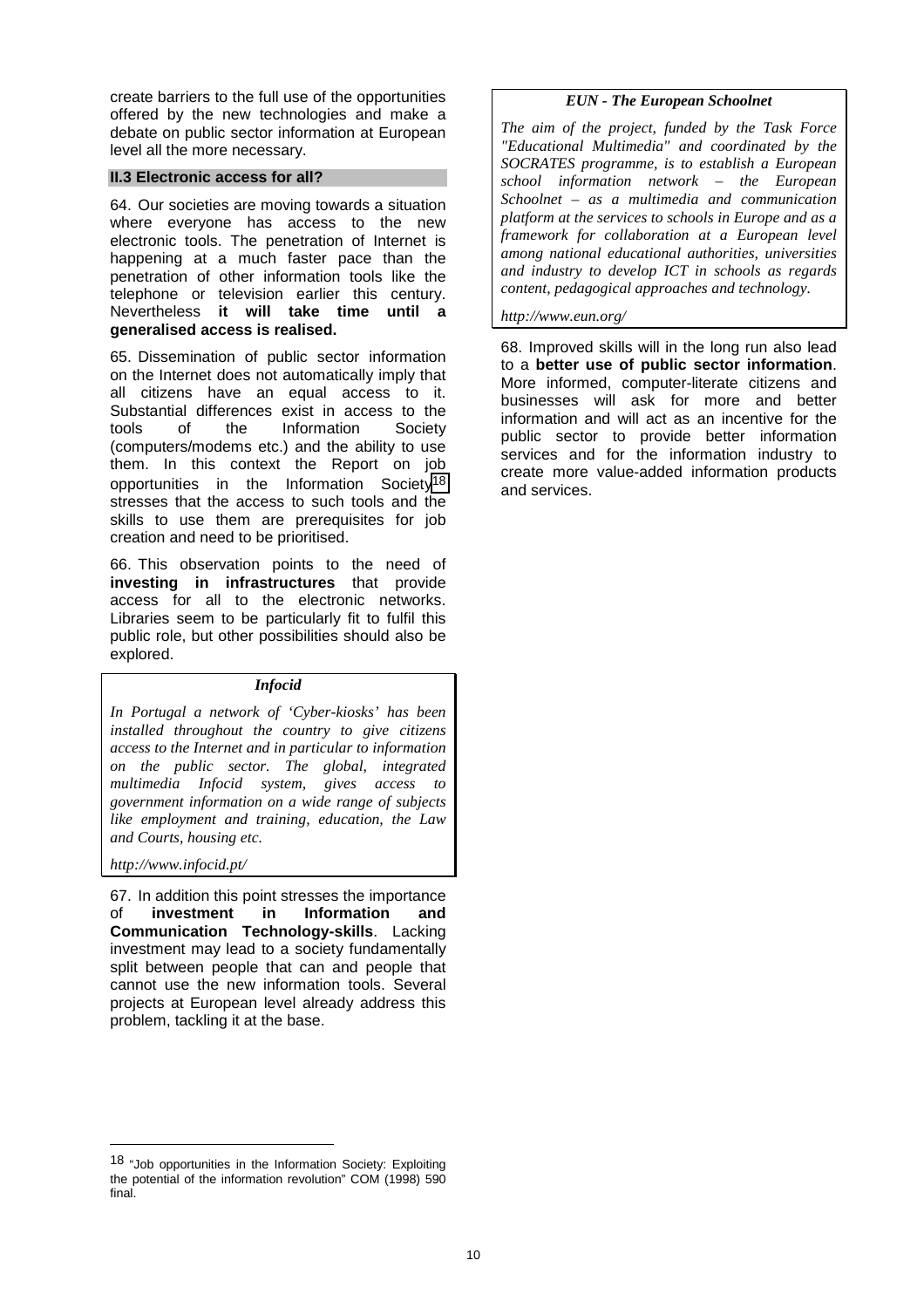create barriers to the full use of the opportunities offered by the new technologies and make a debate on public sector information at European level all the more necessary.

### II.3 Electronic access for all?

64. Our societies are moving towards a situation where everyone has access to the new electronic tools. The penetration of Internet is happening at a much faster pace than the penetration of other information tools like the telephone or television earlier this century. Nevertheless **it will take time until a generalised access is realised.**

65. Dissemination of public sector information on the Internet does not automatically imply that all citizens have an equal access to it. Substantial differences exist in access to the tools of the Information Society (computers/modems etc.) and the ability to use them. In this context the Report on job opportunities in the Information Society[18] stresses that the access to such tools and the skills to use them are prerequisites for job creation and need to be prioritised.

66. This observation points to the need of **investing in infrastructures** that provide access for all to the electronic networks. Libraries seem to be particularly fit to fulfil this public role, but other possibilities should also be explored.

> ***Infocid***
>
> *In Portugal a network of 'Cyber-kiosks' has been installed throughout the country to give citizens access to the Internet and in particular to information on the public sector. The global, integrated multimedia Infocid system, gives access to government information on a wide range of subjects like employment and training, education, the Law and Courts, housing etc.*
>
> *http://www.infocid.pt/*

67. In addition this point stresses the importance of **investment in Information and Communication Technology-skills**. Lacking investment may lead to a society fundamentally split between people that can and people that cannot use the new information tools. Several projects at European level already address this problem, tackling it at the base.

> ***EUN - The European Schoolnet***
>
> *The aim of the project, funded by the Task Force "Educational Multimedia" and coordinated by the SOCRATES programme, is to establish a European school information network – the European Schoolnet – as a multimedia and communication platform at the services to schools in Europe and as a framework for collaboration at a European level among national educational authorities, universities and industry to develop ICT in schools as regards content, pedagogical approaches and technology.*
>
> *http://www.eun.org/*

68. Improved skills will in the long run also lead to a **better use of public sector information**. More informed, computer-literate citizens and businesses will ask for more and better information and will act as an incentive for the public sector to provide better information services and for the information industry to create more value-added information products and services.

---

[18] "Job opportunities in the Information Society: Exploiting the potential of the information revolution" COM (1998) 590 final.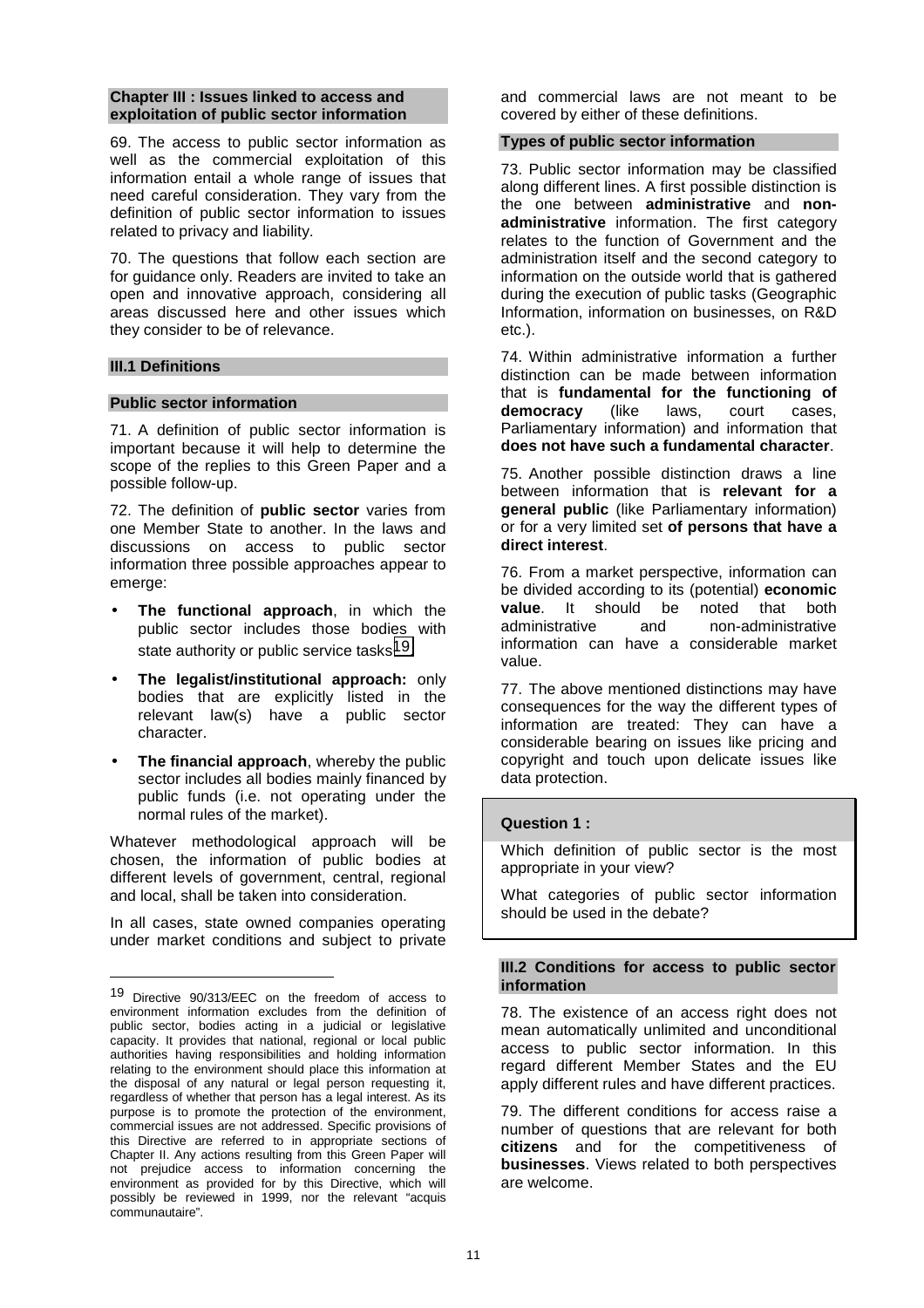## Chapter III : Issues linked to access and exploitation of public sector information

69. The access to public sector information as well as the commercial exploitation of this information entail a whole range of issues that need careful consideration. They vary from the definition of public sector information to issues related to privacy and liability.

70. The questions that follow each section are for guidance only. Readers are invited to take an open and innovative approach, considering all areas discussed here and other issues which they consider to be of relevance.

### III.1 Definitions

#### Public sector information

71. A definition of public sector information is important because it will help to determine the scope of the replies to this Green Paper and a possible follow-up.

72. The definition of **public sector** varies from one Member State to another. In the laws and discussions on access to public sector information three possible approaches appear to emerge:

- **The functional approach**, in which the public sector includes those bodies with state authority or public service tasks[19].
- **The legalist/institutional approach:** only bodies that are explicitly listed in the relevant law(s) have a public sector character.
- **The financial approach**, whereby the public sector includes all bodies mainly financed by public funds (i.e. not operating under the normal rules of the market).

Whatever methodological approach will be chosen, the information of public bodies at different levels of government, central, regional and local, shall be taken into consideration.

In all cases, state owned companies operating under market conditions and subject to private and commercial laws are not meant to be covered by either of these definitions.

#### Types of public sector information

73. Public sector information may be classified along different lines. A first possible distinction is the one between **administrative** and **non-administrative** information. The first category relates to the function of Government and the administration itself and the second category to information on the outside world that is gathered during the execution of public tasks (Geographic Information, information on businesses, on R&D etc.).

74. Within administrative information a further distinction can be made between information that is **fundamental for the functioning of democracy** (like laws, court cases, Parliamentary information) and information that **does not have such a fundamental character**.

75. Another possible distinction draws a line between information that is **relevant for a general public** (like Parliamentary information) or for a very limited set **of persons that have a direct interest**.

76. From a market perspective, information can be divided according to its (potential) **economic value**. It should be noted that both administrative and non-administrative information can have a considerable market value.

77. The above mentioned distinctions may have consequences for the way the different types of information are treated: They can have a considerable bearing on issues like pricing and copyright and touch upon delicate issues like data protection.

**Question 1 :**

Which definition of public sector is the most appropriate in your view?

What categories of public sector information should be used in the debate?

### III.2 Conditions for access to public sector information

78. The existence of an access right does not mean automatically unlimited and unconditional access to public sector information. In this regard different Member States and the EU apply different rules and have different practices.

79. The different conditions for access raise a number of questions that are relevant for both **citizens** and for the competitiveness of **businesses**. Views related to both perspectives are welcome.

---

[19] Directive 90/313/EEC on the freedom of access to environment information excludes from the definition of public sector, bodies acting in a judicial or legislative capacity. It provides that national, regional or local public authorities having responsibilities and holding information relating to the environment should place this information at the disposal of any natural or legal person requesting it, regardless of whether that person has a legal interest. As its purpose is to promote the protection of the environment, commercial issues are not addressed. Specific provisions of this Directive are referred to in appropriate sections of Chapter II. Any actions resulting from this Green Paper will not prejudice access to information concerning the environment as provided for by this Directive, which will possibly be reviewed in 1999, nor the relevant "acquis communautaire".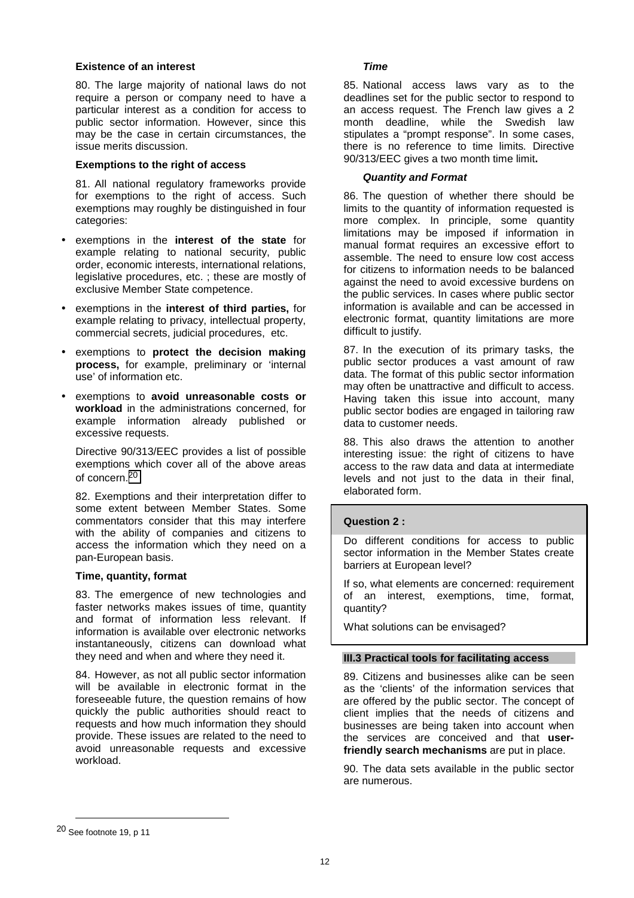**Existence of an interest**

80. The large majority of national laws do not require a person or company need to have a particular interest as a condition for access to public sector information. However, since this may be the case in certain circumstances, the issue merits discussion.

**Exemptions to the right of access**

81. All national regulatory frameworks provide for exemptions to the right of access. Such exemptions may roughly be distinguished in four categories:

- exemptions in the **interest of the state** for example relating to national security, public order, economic interests, international relations, legislative procedures, etc. ; these are mostly of exclusive Member State competence.
- exemptions in the **interest of third parties,** for example relating to privacy, intellectual property, commercial secrets, judicial procedures, etc.
- exemptions to **protect the decision making process,** for example, preliminary or 'internal use' of information etc.
- exemptions to **avoid unreasonable costs or workload** in the administrations concerned, for example information already published or excessive requests.

Directive 90/313/EEC provides a list of possible exemptions which cover all of the above areas of concern.[20]

82. Exemptions and their interpretation differ to some extent between Member States. Some commentators consider that this may interfere with the ability of companies and citizens to access the information which they need on a pan-European basis.

**Time, quantity, format**

83. The emergence of new technologies and faster networks makes issues of time, quantity and format of information less relevant. If information is available over electronic networks instantaneously, citizens can download what they need and when and where they need it.

84. However, as not all public sector information will be available in electronic format in the foreseeable future, the question remains of how quickly the public authorities should react to requests and how much information they should provide. These issues are related to the need to avoid unreasonable requests and excessive workload.

***Time***

85. National access laws vary as to the deadlines set for the public sector to respond to an access request. The French law gives a 2 month deadline, while the Swedish law stipulates a "prompt response". In some cases, there is no reference to time limits. Directive 90/313/EEC gives a two month time limit**.**

***Quantity and Format***

86. The question of whether there should be limits to the quantity of information requested is more complex. In principle, some quantity limitations may be imposed if information in manual format requires an excessive effort to assemble. The need to ensure low cost access for citizens to information needs to be balanced against the need to avoid excessive burdens on the public services. In cases where public sector information is available and can be accessed in electronic format, quantity limitations are more difficult to justify.

87. In the execution of its primary tasks, the public sector produces a vast amount of raw data. The format of this public sector information may often be unattractive and difficult to access. Having taken this issue into account, many public sector bodies are engaged in tailoring raw data to customer needs.

88. This also draws the attention to another interesting issue: the right of citizens to have access to the raw data and data at intermediate levels and not just to the data in their final, elaborated form.

> **Question 2 :**
>
> Do different conditions for access to public sector information in the Member States create barriers at European level?
>
> If so, what elements are concerned: requirement of an interest, exemptions, time, format, quantity?
>
> What solutions can be envisaged?

### III.3 Practical tools for facilitating access

89. Citizens and businesses alike can be seen as the 'clients' of the information services that are offered by the public sector. The concept of client implies that the needs of citizens and businesses are being taken into account when the services are conceived and that **user-friendly search mechanisms** are put in place.

90. The data sets available in the public sector are numerous.

---

[20] See footnote 19, p 11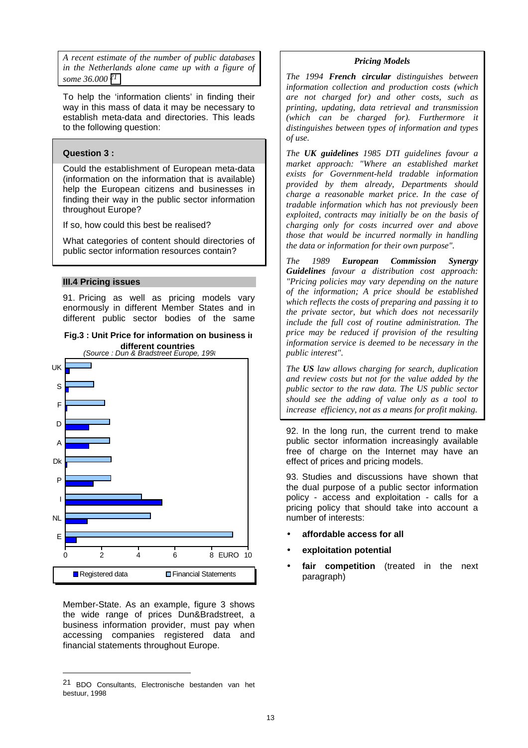*A recent estimate of the number of public databases in the Netherlands alone came up with a figure of some 36.000* [21]

To help the 'information clients' in finding their way in this mass of data it may be necessary to establish meta-data and directories. This leads to the following question:

**Question 3 :**

Could the establishment of European meta-data (information on the information that is available) help the European citizens and businesses in finding their way in the public sector information throughout Europe?

If so, how could this best be realised?

What categories of content should directories of public sector information resources contain?

### III.4 Pricing issues

91. Pricing as well as pricing models vary enormously in different Member States and in different public sector bodies of the same Member-State. As an example, figure 3 shows the wide range of prices Dun&Bradstreet, a business information provider, must pay when accessing companies registered data and financial statements throughout Europe.

**Fig.3 : Unit Price for information on business in different countries**
*(Source : Dun & Bradstreet Europe, 1998)*

| Country | Registered data (EURO) | Financial Statements (EURO) |
|---|---|---|
| UK | ~0.2 | ~1.4 |
| S | ~0.15 | ~1.55 |
| F | ~0.1 | ~2.15 |
| D | ~1.3 | ~2.4 |
| A | ~1.3 | ~2.4 |
| Dk | ~0.1 | ~2.5 |
| P | ~1.5 | ~2.5 |
| I | ~5.3 | ~4.2 |
| NL | ~1.2 | ~4.65 |
| E | ~0.6 | ~9.1 |

***Pricing Models***

*The 1994* ***French circular*** *distinguishes between information collection and production costs (which are not charged for) and other costs, such as printing, updating, data retrieval and transmission (which can be charged for). Furthermore it distinguishes between types of information and types of use.*

*The* ***UK guidelines*** *1985 DTI guidelines favour a market approach: "Where an established market exists for Government-held tradable information provided by them already, Departments should charge a reasonable market price. In the case of tradable information which has not previously been exploited, contracts may initially be on the basis of charging only for costs incurred over and above those that would be incurred normally in handling the data or information for their own purpose".*

*The 1989* ***European Commission Synergy Guidelines*** *favour a distribution cost approach: "Pricing policies may vary depending on the nature of the information; A price should be established which reflects the costs of preparing and passing it to the private sector, but which does not necessarily include the full cost of routine administration. The price may be reduced if provision of the resulting information service is deemed to be necessary in the public interest".*

*The* ***US*** *law allows charging for search, duplication and review costs but not for the value added by the public sector to the raw data. The US public sector should see the adding of value only as a tool to increase efficiency, not as a means for profit making.*

92. In the long run, the current trend to make public sector information increasingly available free of charge on the Internet may have an effect of prices and pricing models.

93. Studies and discussions have shown that the dual purpose of a public sector information policy - access and exploitation - calls for a pricing policy that should take into account a number of interests:

- **affordable access for all**
- **exploitation potential**
- **fair competition** (treated in the next paragraph)

[21] BDO Consultants, Electronische bestanden van het bestuur, 1998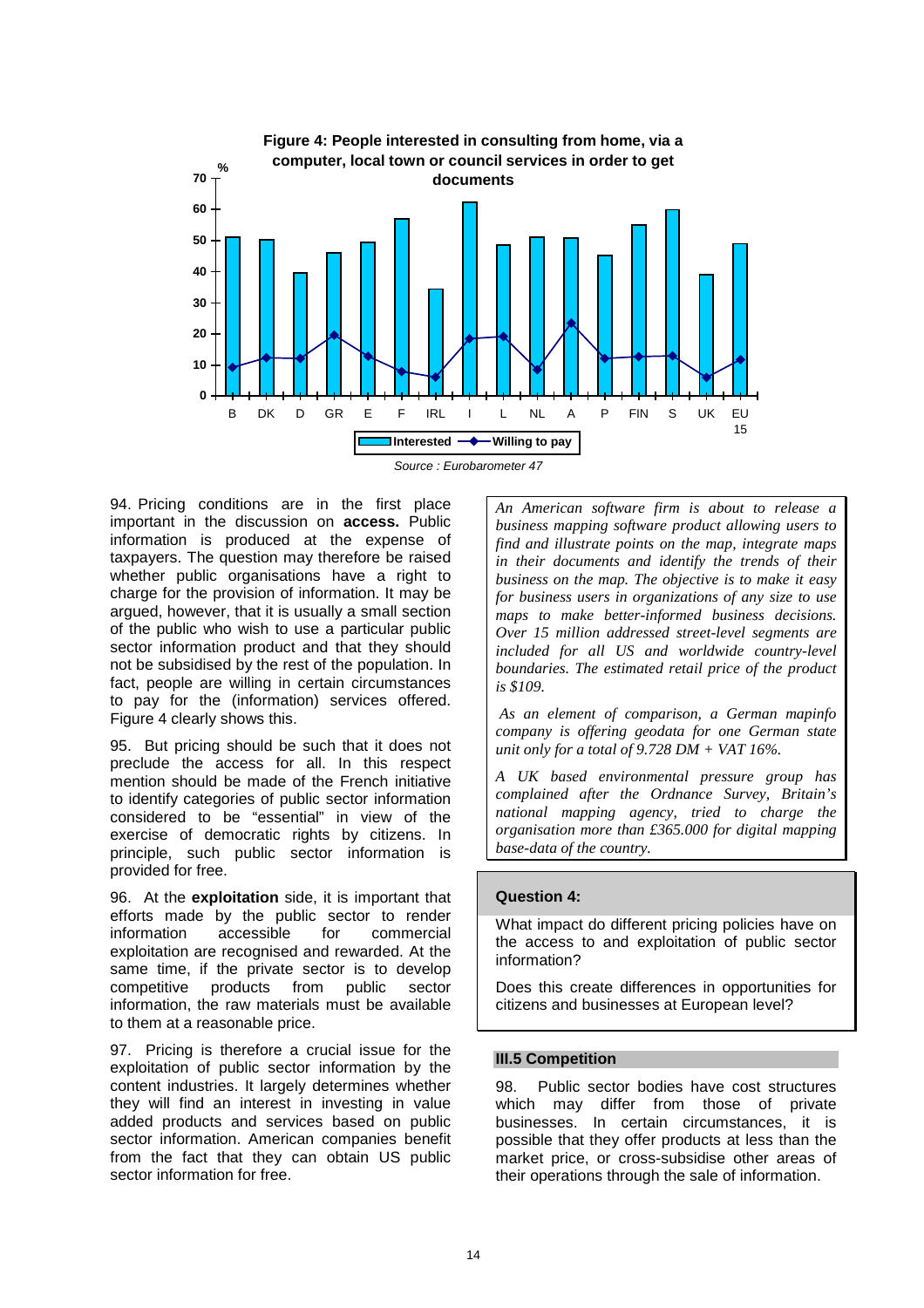**Figure 4: People interested in consulting from home, via a computer, local town or council services in order to get documents**

Source : Eurobarometer 47

94. Pricing conditions are in the first place important in the discussion on **access.** Public information is produced at the expense of taxpayers. The question may therefore be raised whether public organisations have a right to charge for the provision of information. It may be argued, however, that it is usually a small section of the public who wish to use a particular public sector information product and that they should not be subsidised by the rest of the population. In fact, people are willing in certain circumstances to pay for the (information) services offered. Figure 4 clearly shows this.

95. But pricing should be such that it does not preclude the access for all. In this respect mention should be made of the French initiative to identify categories of public sector information considered to be "essential" in view of the exercise of democratic rights by citizens. In principle, such public sector information is provided for free.

96. At the **exploitation** side, it is important that efforts made by the public sector to render information accessible for commercial exploitation are recognised and rewarded. At the same time, if the private sector is to develop competitive products from public sector information, the raw materials must be available to them at a reasonable price.

97. Pricing is therefore a crucial issue for the exploitation of public sector information by the content industries. It largely determines whether they will find an interest in investing in value added products and services based on public sector information. American companies benefit from the fact that they can obtain US public sector information for free.

*An American software firm is about to release a business mapping software product allowing users to find and illustrate points on the map, integrate maps in their documents and identify the trends of their business on the map. The objective is to make it easy for business users in organizations of any size to use maps to make better-informed business decisions. Over 15 million addressed street-level segments are included for all US and worldwide country-level boundaries. The estimated retail price of the product is $109.*

*As an element of comparison, a German mapinfo company is offering geodata for one German state unit only for a total of 9.728 DM + VAT 16%.*

*A UK based environmental pressure group has complained after the Ordnance Survey, Britain's national mapping agency, tried to charge the organisation more than £365.000 for digital mapping base-data of the country.*

**Question 4:**

What impact do different pricing policies have on the access to and exploitation of public sector information?

Does this create differences in opportunities for citizens and businesses at European level?

### III.5 Competition

98. Public sector bodies have cost structures which may differ from those of private businesses. In certain circumstances, it is possible that they offer products at less than the market price, or cross-subsidise other areas of their operations through the sale of information.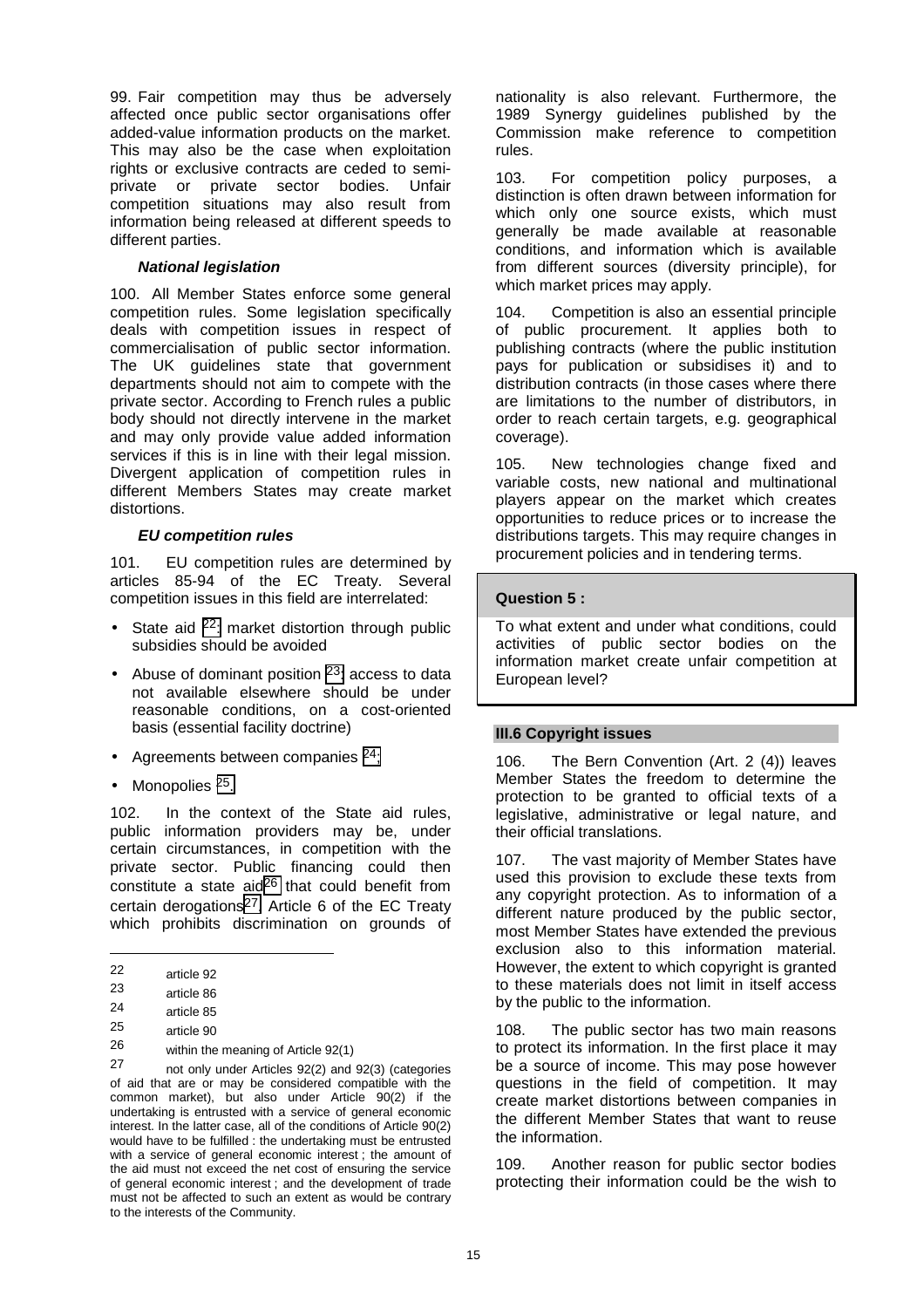99. Fair competition may thus be adversely affected once public sector organisations offer added-value information products on the market. This may also be the case when exploitation rights or exclusive contracts are ceded to semi-private or private sector bodies. Unfair competition situations may also result from information being released at different speeds to different parties.

***National legislation***

100. All Member States enforce some general competition rules. Some legislation specifically deals with competition issues in respect of commercialisation of public sector information. The UK guidelines state that government departments should not aim to compete with the private sector. According to French rules a public body should not directly intervene in the market and may only provide value added information services if this is in line with their legal mission. Divergent application of competition rules in different Member States may create market distortions.

***EU competition rules***

101. EU competition rules are determined by articles 85-94 of the EC Treaty. Several competition issues in this field are interrelated:

- State aid [22]: market distortion through public subsidies should be avoided
- Abuse of dominant position [23]: access to data not available elsewhere should be under reasonable conditions, on a cost-oriented basis (essential facility doctrine)
- Agreements between companies [24];
- Monopolies [25].

102. In the context of the State aid rules, public information providers may be, under certain circumstances, in competition with the private sector. Public financing could then constitute a state aid[26] that could benefit from certain derogations[27]. Article 6 of the EC Treaty which prohibits discrimination on grounds of nationality is also relevant. Furthermore, the 1989 Synergy guidelines published by the Commission make reference to competition rules.

103. For competition policy purposes, a distinction is often drawn between information for which only one source exists, which must generally be made available at reasonable conditions, and information which is available from different sources (diversity principle), for which market prices may apply.

104. Competition is also an essential principle of public procurement. It applies both to publishing contracts (where the public institution pays for publication or subsidises it) and to distribution contracts (in those cases where there are limitations to the number of distributors, in order to reach certain targets, e.g. geographical coverage).

105. New technologies change fixed and variable costs, new national and multinational players appear on the market which creates opportunities to reduce prices or to increase the distributions targets. This may require changes in procurement policies and in tendering terms.

**Question 5 :**

To what extent and under what conditions, could activities of public sector bodies on the information market create unfair competition at European level?

### III.6 Copyright issues

106. The Bern Convention (Art. 2 (4)) leaves Member States the freedom to determine the protection to be granted to official texts of a legislative, administrative or legal nature, and their official translations.

107. The vast majority of Member States have used this provision to exclude these texts from any copyright protection. As to information of a different nature produced by the public sector, most Member States have extended the previous exclusion also to this information material. However, the extent to which copyright is granted to these materials does not limit in itself access by the public to the information.

108. The public sector has two main reasons to protect its information. In the first place it may be a source of income. This may pose however questions in the field of competition. It may create market distortions between companies in the different Member States that want to reuse the information.

109. Another reason for public sector bodies protecting their information could be the wish to

---

[22] article 92

[23] article 86

[24] article 85

[25] article 90

[26] within the meaning of Article 92(1)

[27] not only under Articles 92(2) and 92(3) (categories of aid that are or may be considered compatible with the common market), but also under Article 90(2) if the undertaking is entrusted with a service of general economic interest. In the latter case, all of the conditions of Article 90(2) would have to be fulfilled : the undertaking must be entrusted with a service of general economic interest ; the amount of the aid must not exceed the net cost of ensuring the service of general economic interest ; and the development of trade must not be affected to such an extent as would be contrary to the interests of the Community.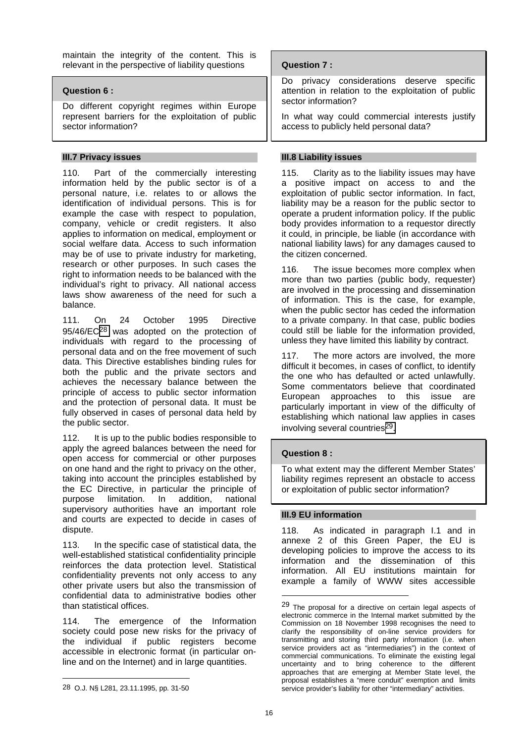maintain the integrity of the content. This is relevant in the perspective of liability questions

> **Question 6 :**
>
> Do different copyright regimes within Europe represent barriers for the exploitation of public sector information?

### III.7 Privacy issues

110. Part of the commercially interesting information held by the public sector is of a personal nature, i.e. relates to or allows the identification of individual persons. This is for example the case with respect to population, company, vehicle or credit registers. It also applies to information on medical, employment or social welfare data. Access to such information may be of use to private industry for marketing, research or other purposes. In such cases the right to information needs to be balanced with the individual's right to privacy. All national access laws show awareness of the need for such a balance.

111. On 24 October 1995 Directive 95/46/EC[28] was adopted on the protection of individuals with regard to the processing of personal data and on the free movement of such data. This Directive establishes binding rules for both the public and the private sectors and achieves the necessary balance between the principle of access to public sector information and the protection of personal data. It must be fully observed in cases of personal data held by the public sector.

112. It is up to the public bodies responsible to apply the agreed balances between the need for open access for commercial or other purposes on one hand and the right to privacy on the other, taking into account the principles established by the EC Directive, in particular the principle of purpose limitation. In addition, national supervisory authorities have an important role and courts are expected to decide in cases of dispute.

113. In the specific case of statistical data, the well-established statistical confidentiality principle reinforces the data protection level. Statistical confidentiality prevents not only access to any other private users but also the transmission of confidential data to administrative bodies other than statistical offices.

114. The emergence of the Information society could pose new risks for the privacy of the individual if public registers become accessible in electronic format (in particular on-line and on the Internet) and in large quantities.

> **Question 7 :**
>
> Do privacy considerations deserve specific attention in relation to the exploitation of public sector information?
>
> In what way could commercial interests justify access to publicly held personal data?

### III.8 Liability issues

115. Clarity as to the liability issues may have a positive impact on access to and the exploitation of public sector information. In fact, liability may be a reason for the public sector to operate a prudent information policy. If the public body provides information to a requestor directly it could, in principle, be liable (in accordance with national liability laws) for any damages caused to the citizen concerned.

116. The issue becomes more complex when more than two parties (public body, requester) are involved in the processing and dissemination of information. This is the case, for example, when the public sector has ceded the information to a private company. In that case, public bodies could still be liable for the information provided, unless they have limited this liability by contract.

117. The more actors are involved, the more difficult it becomes, in cases of conflict, to identify the one who has defaulted or acted unlawfully. Some commentators believe that coordinated European approaches to this issue are particularly important in view of the difficulty of establishing which national law applies in cases involving several countries[29].

> **Question 8 :**
>
> To what extent may the different Member States' liability regimes represent an obstacle to access or exploitation of public sector information?

### III.9 EU information

118. As indicated in paragraph I.1 and in annexe 2 of this Green Paper, the EU is developing policies to improve the access to its information and the dissemination of this information. All EU institutions maintain for example a family of WWW sites accessible

---

[28] O.J. N§ L281, 23.11.1995, pp. 31-50

[29] The proposal for a directive on certain legal aspects of electronic commerce in the Internal market submitted by the Commission on 18 November 1998 recognises the need to clarify the responsibility of on-line service providers for transmitting and storing third party information (i.e. when service providers act as "intermediaries") in the context of commercial communications. To eliminate the existing legal uncertainty and to bring coherence to the different approaches that are emerging at Member State level, the proposal establishes a "mere conduit" exemption and limits service provider's liability for other "intermediary" activities.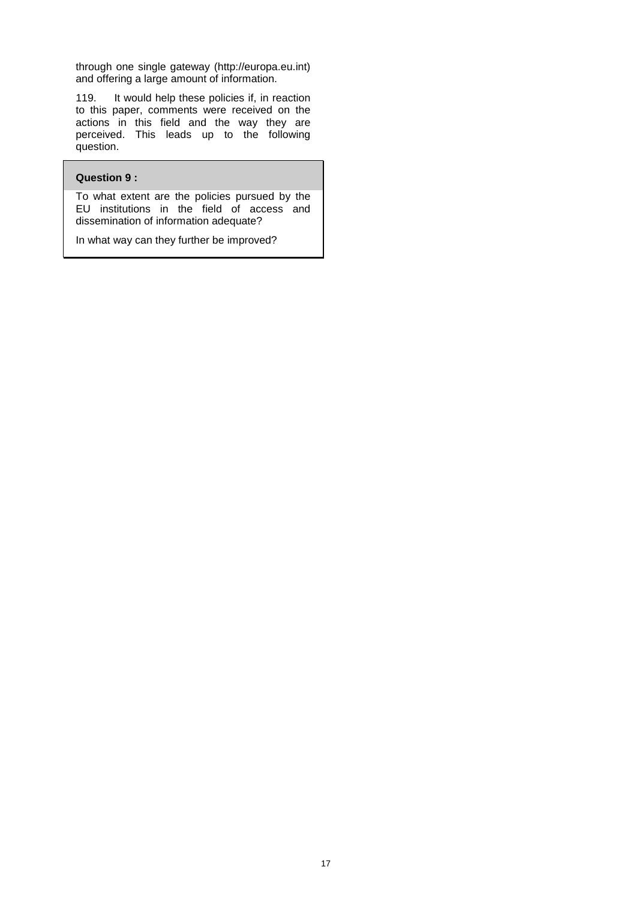through one single gateway (http://europa.eu.int) and offering a large amount of information.

119. It would help these policies if, in reaction to this paper, comments were received on the actions in this field and the way they are perceived. This leads up to the following question.

**Question 9 :**

To what extent are the policies pursued by the EU institutions in the field of access and dissemination of information adequate?

In what way can they further be improved?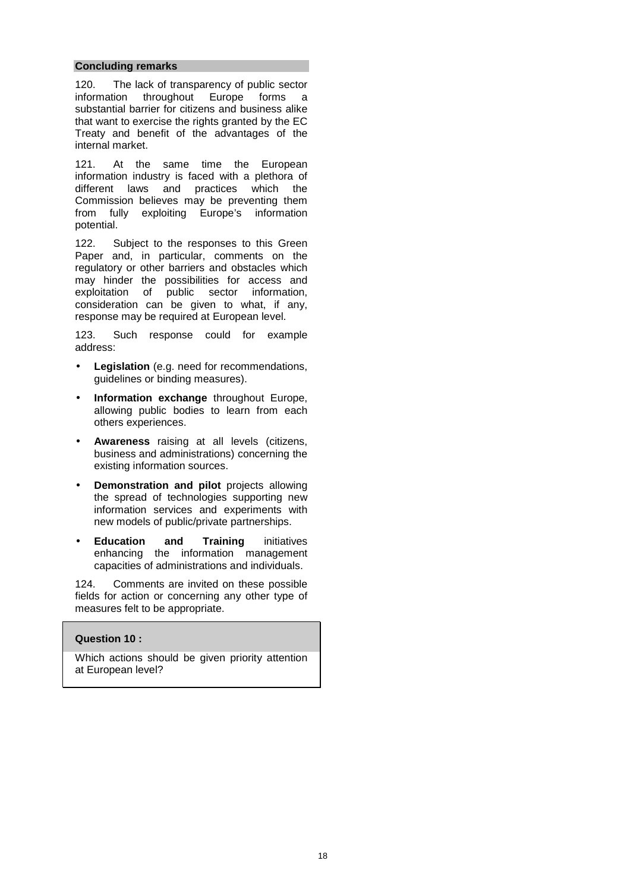## Concluding remarks

120. The lack of transparency of public sector information throughout Europe forms a substantial barrier for citizens and business alike that want to exercise the rights granted by the EC Treaty and benefit of the advantages of the internal market.

121. At the same time the European information industry is faced with a plethora of different laws and practices which the Commission believes may be preventing them from fully exploiting Europe's information potential.

122. Subject to the responses to this Green Paper and, in particular, comments on the regulatory or other barriers and obstacles which may hinder the possibilities for access and exploitation of public sector information, consideration can be given to what, if any, response may be required at European level.

123. Such response could for example address:

- **Legislation** (e.g. need for recommendations, guidelines or binding measures).
- **Information exchange** throughout Europe, allowing public bodies to learn from each others experiences.
- **Awareness** raising at all levels (citizens, business and administrations) concerning the existing information sources.
- **Demonstration and pilot** projects allowing the spread of technologies supporting new information services and experiments with new models of public/private partnerships.
- **Education and Training** initiatives enhancing the information management capacities of administrations and individuals.

124. Comments are invited on these possible fields for action or concerning any other type of measures felt to be appropriate.

**Question 10 :**

Which actions should be given priority attention at European level?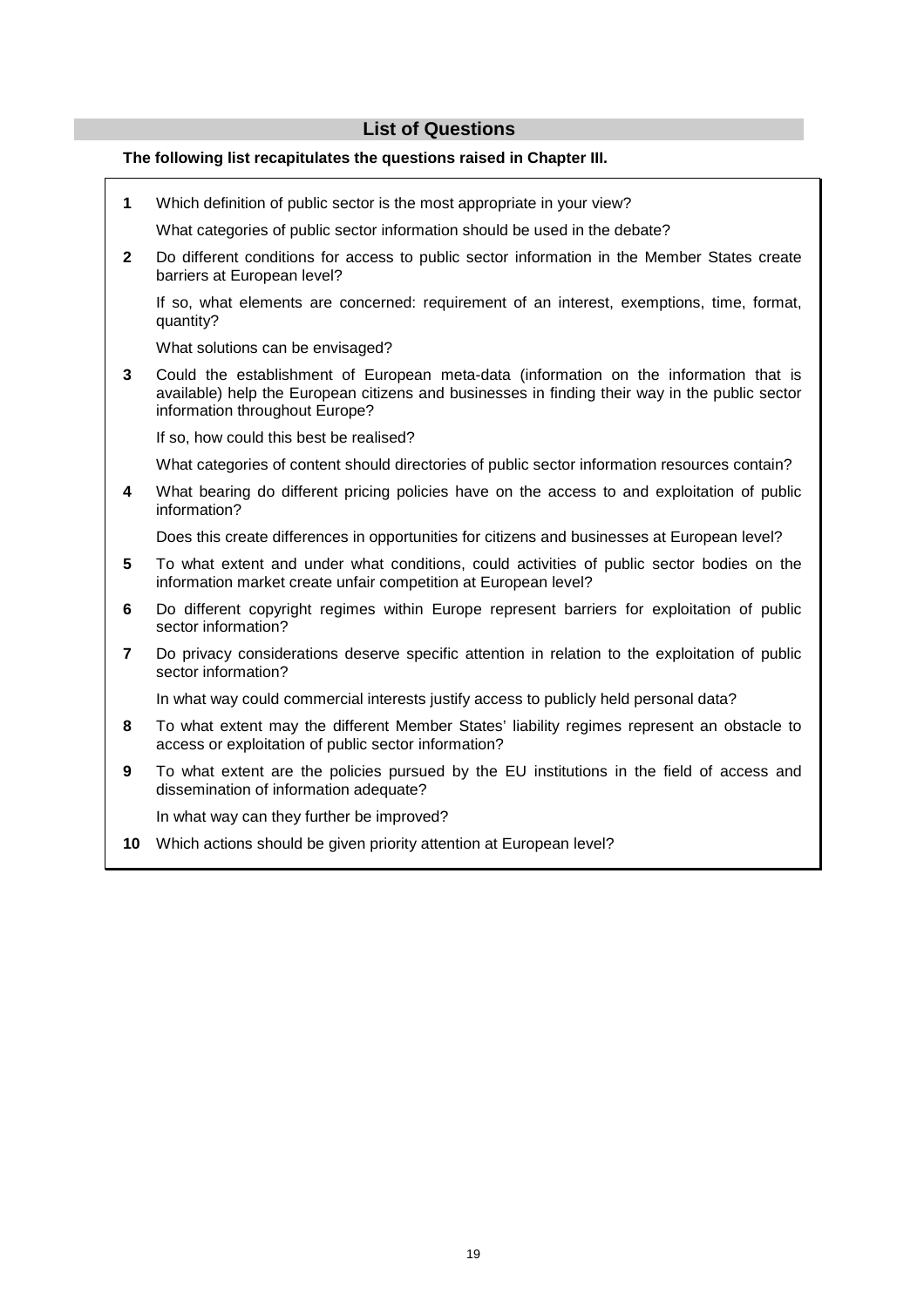## List of Questions

**The following list recapitulates the questions raised in Chapter III.**

**1** Which definition of public sector is the most appropriate in your view?

What categories of public sector information should be used in the debate?

**2** Do different conditions for access to public sector information in the Member States create barriers at European level?

If so, what elements are concerned: requirement of an interest, exemptions, time, format, quantity?

What solutions can be envisaged?

**3** Could the establishment of European meta-data (information on the information that is available) help the European citizens and businesses in finding their way in the public sector information throughout Europe?

If so, how could this best be realised?

What categories of content should directories of public sector information resources contain?

**4** What bearing do different pricing policies have on the access to and exploitation of public information?

Does this create differences in opportunities for citizens and businesses at European level?

**5** To what extent and under what conditions, could activities of public sector bodies on the information market create unfair competition at European level?

**6** Do different copyright regimes within Europe represent barriers for exploitation of public sector information?

**7** Do privacy considerations deserve specific attention in relation to the exploitation of public sector information?

In what way could commercial interests justify access to publicly held personal data?

**8** To what extent may the different Member States' liability regimes represent an obstacle to access or exploitation of public sector information?

**9** To what extent are the policies pursued by the EU institutions in the field of access and dissemination of information adequate?

In what way can they further be improved?

**10** Which actions should be given priority attention at European level?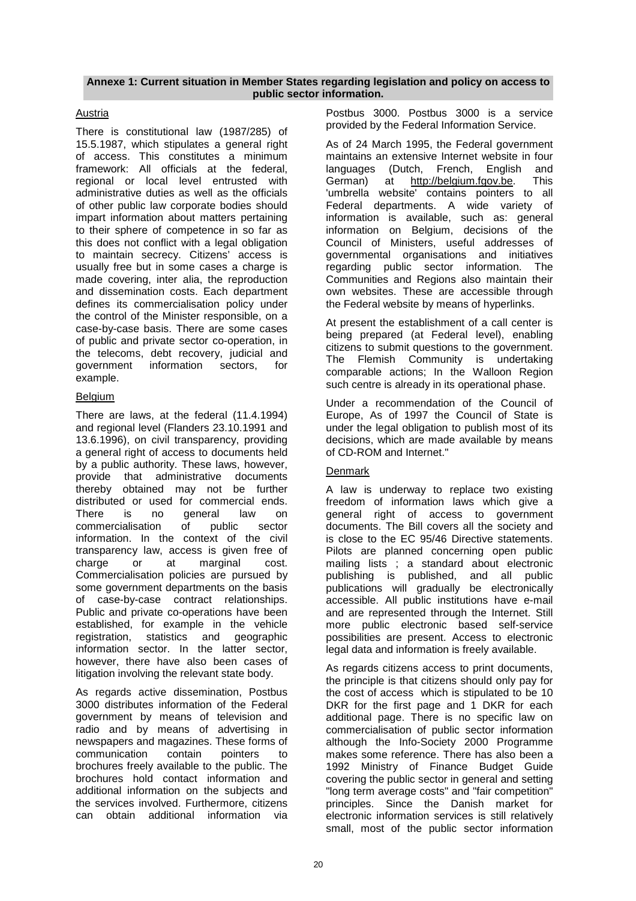**Annexe 1: Current situation in Member States regarding legislation and policy on access to public sector information.**

Austria

There is constitutional law (1987/285) of 15.5.1987, which stipulates a general right of access. This constitutes a minimum framework: All officials at the federal, regional or local level entrusted with administrative duties as well as the officials of other public law corporate bodies should impart information about matters pertaining to their sphere of competence in so far as this does not conflict with a legal obligation to maintain secrecy. Citizens' access is usually free but in some cases a charge is made covering, inter alia, the reproduction and dissemination costs. Each department defines its commercialisation policy under the control of the Minister responsible, on a case-by-case basis. There are some cases of public and private sector co-operation, in the telecoms, debt recovery, judicial and government information sectors, for example.

Belgium

There are laws, at the federal (11.4.1994) and regional level (Flanders 23.10.1991 and 13.6.1996), on civil transparency, providing a general right of access to documents held by a public authority. These laws, however, provide that administrative documents thereby obtained may not be further distributed or used for commercial ends. There is no general law on commercialisation of public sector information. In the context of the civil transparency law, access is given free of charge or at marginal cost. Commercialisation policies are pursued by some government departments on the basis of case-by-case contract relationships. Public and private co-operations have been established, for example in the vehicle registration, statistics and geographic information sector. In the latter sector, however, there have also been cases of litigation involving the relevant state body.

As regards active dissemination, Postbus 3000 distributes information of the Federal government by means of television and radio and by means of advertising in newspapers and magazines. These forms of communication contain pointers to brochures freely available to the public. The brochures hold contact information and additional information on the subjects and the services involved. Furthermore, citizens can obtain additional information via Postbus 3000. Postbus 3000 is a service provided by the Federal Information Service.

As of 24 March 1995, the Federal government maintains an extensive Internet website in four languages (Dutch, French, English and German) at http://belgium.fgov.be. This 'umbrella website' contains pointers to all Federal departments. A wide variety of information is available, such as: general information on Belgium, decisions of the Council of Ministers, useful addresses of governmental organisations and initiatives regarding public sector information. The Communities and Regions also maintain their own websites. These are accessible through the Federal website by means of hyperlinks.

At present the establishment of a call center is being prepared (at Federal level), enabling citizens to submit questions to the government. The Flemish Community is undertaking comparable actions; In the Walloon Region such centre is already in its operational phase.

Under a recommendation of the Council of Europe, As of 1997 the Council of State is under the legal obligation to publish most of its decisions, which are made available by means of CD-ROM and Internet."

Denmark

A law is underway to replace two existing freedom of information laws which give a general right of access to government documents. The Bill covers all the society and is close to the EC 95/46 Directive statements. Pilots are planned concerning open public mailing lists ; a standard about electronic publishing is published, and all public publications will gradually be electronically accessible. All public institutions have e-mail and are represented through the Internet. Still more public electronic based self-service possibilities are present. Access to electronic legal data and information is freely available.

As regards citizens access to print documents, the principle is that citizens should only pay for the cost of access which is stipulated to be 10 DKR for the first page and 1 DKR for each additional page. There is no specific law on commercialisation of public sector information although the Info-Society 2000 Programme makes some reference. There has also been a 1992 Ministry of Finance Budget Guide covering the public sector in general and setting "long term average costs" and "fair competition" principles. Since the Danish market for electronic information services is still relatively small, most of the public sector information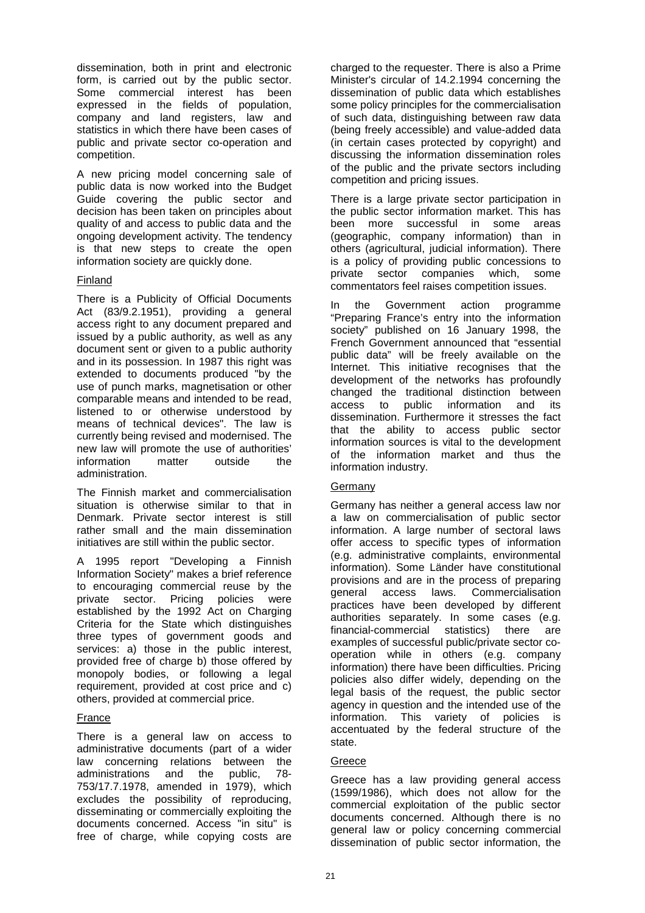dissemination, both in print and electronic form, is carried out by the public sector. Some commercial interest has been expressed in the fields of population, company and land registers, law and statistics in which there have been cases of public and private sector co-operation and competition.

A new pricing model concerning sale of public data is now worked into the Budget Guide covering the public sector and decision has been taken on principles about quality of and access to public data and the ongoing development activity. The tendency is that new steps to create the open information society are quickly done.

### Finland

There is a Publicity of Official Documents Act (83/9.2.1951), providing a general access right to any document prepared and issued by a public authority, as well as any document sent or given to a public authority and in its possession. In 1987 this right was extended to documents produced "by the use of punch marks, magnetisation or other comparable means and intended to be read, listened to or otherwise understood by means of technical devices". The law is currently being revised and modernised. The new law will promote the use of authorities' information matter outside the administration.

The Finnish market and commercialisation situation is otherwise similar to that in Denmark. Private sector interest is still rather small and the main dissemination initiatives are still within the public sector.

A 1995 report "Developing a Finnish Information Society" makes a brief reference to encouraging commercial reuse by the private sector. Pricing policies were established by the 1992 Act on Charging Criteria for the State which distinguishes three types of government goods and services: a) those in the public interest, provided free of charge b) those offered by monopoly bodies, or following a legal requirement, provided at cost price and c) others, provided at commercial price.

### France

There is a general law on access to administrative documents (part of a wider law concerning relations between the administrations and the public, 78-753/17.7.1978, amended in 1979), which excludes the possibility of reproducing, disseminating or commercially exploiting the documents concerned. Access "in situ" is free of charge, while copying costs are charged to the requester. There is also a Prime Minister's circular of 14.2.1994 concerning the dissemination of public data which establishes some policy principles for the commercialisation of such data, distinguishing between raw data (being freely accessible) and value-added data (in certain cases protected by copyright) and discussing the information dissemination roles of the public and the private sectors including competition and pricing issues.

There is a large private sector participation in the public sector information market. This has been more successful in some areas (geographic, company information) than in others (agricultural, judicial information). There is a policy of providing public concessions to private sector companies which, some commentators feel raises competition issues.

In the Government action programme "Preparing France's entry into the information society" published on 16 January 1998, the French Government announced that "essential public data" will be freely available on the Internet. This initiative recognises that the development of the networks has profoundly changed the traditional distinction between access to public information and its dissemination. Furthermore it stresses the fact that the ability to access public sector information sources is vital to the development of the information market and thus the information industry.

### Germany

Germany has neither a general access law nor a law on commercialisation of public sector information. A large number of sectoral laws offer access to specific types of information (e.g. administrative complaints, environmental information). Some Länder have constitutional provisions and are in the process of preparing general access laws. Commercialisation practices have been developed by different authorities separately. In some cases (e.g. financial-commercial statistics) there are examples of successful public/private sector co-operation while in others (e.g. company information) there have been difficulties. Pricing policies also differ widely, depending on the legal basis of the request, the public sector agency in question and the intended use of the information. This variety of policies is accentuated by the federal structure of the state.

### Greece

Greece has a law providing general access (1599/1986), which does not allow for the commercial exploitation of the public sector documents concerned. Although there is no general law or policy concerning commercial dissemination of public sector information, the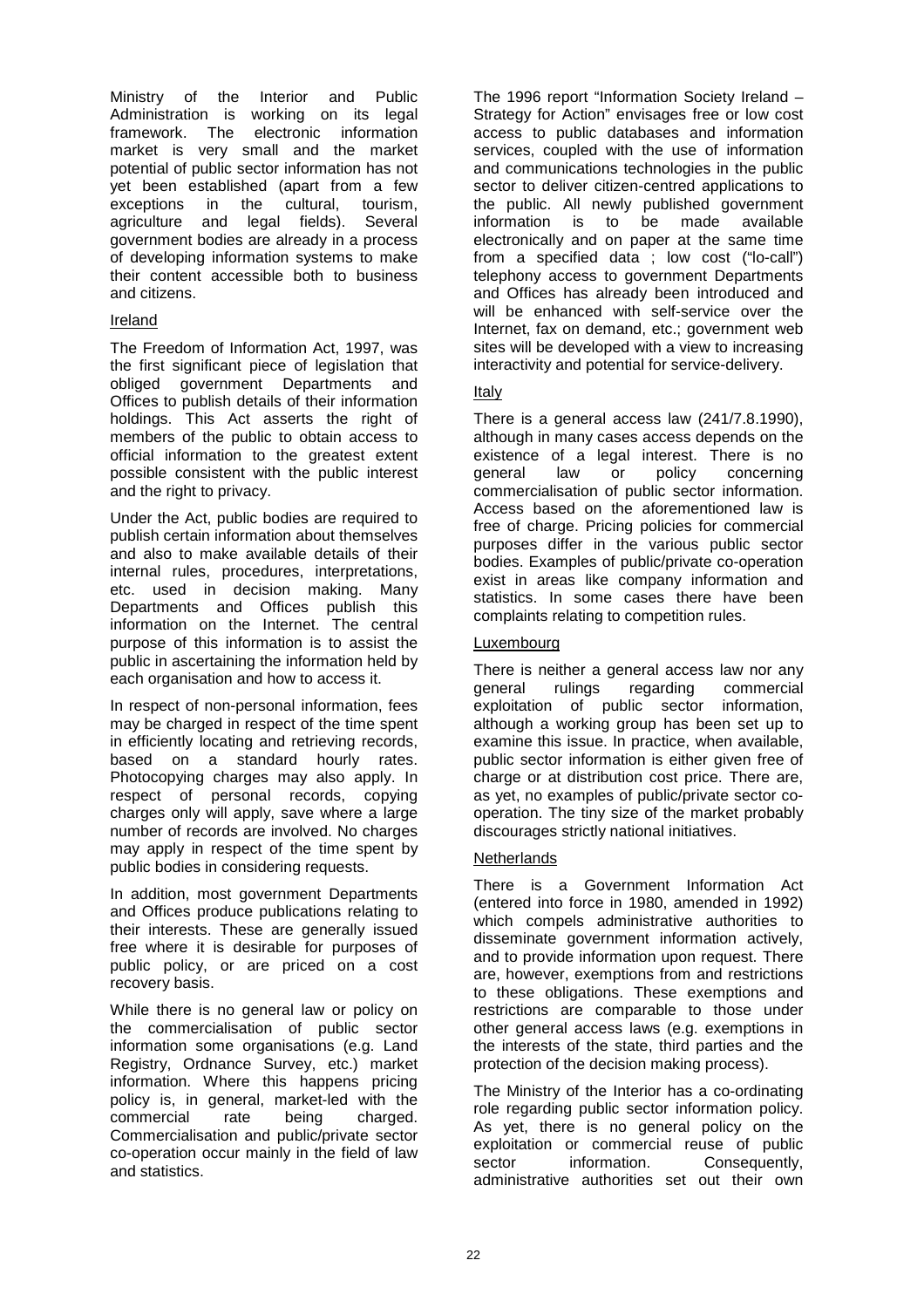Ministry of the Interior and Public Administration is working on its legal framework. The electronic information market is very small and the market potential of public sector information has not yet been established (apart from a few exceptions in the cultural, tourism, agriculture and legal fields). Several government bodies are already in a process of developing information systems to make their content accessible both to business and citizens.

### Ireland

The Freedom of Information Act, 1997, was the first significant piece of legislation that obliged government Departments and Offices to publish details of their information holdings. This Act asserts the right of members of the public to obtain access to official information to the greatest extent possible consistent with the public interest and the right to privacy.

Under the Act, public bodies are required to publish certain information about themselves and also to make available details of their internal rules, procedures, interpretations, etc. used in decision making. Many Departments and Offices publish this information on the Internet. The central purpose of this information is to assist the public in ascertaining the information held by each organisation and how to access it.

In respect of non-personal information, fees may be charged in respect of the time spent in efficiently locating and retrieving records, based on a standard hourly rates. Photocopying charges may also apply. In respect of personal records, copying charges only will apply, save where a large number of records are involved. No charges may apply in respect of the time spent by public bodies in considering requests.

In addition, most government Departments and Offices produce publications relating to their interests. These are generally issued free where it is desirable for purposes of public policy, or are priced on a cost recovery basis.

While there is no general law or policy on the commercialisation of public sector information some organisations (e.g. Land Registry, Ordnance Survey, etc.) market information. Where this happens pricing policy is, in general, market-led with the commercial rate being charged. Commercialisation and public/private sector co-operation occur mainly in the field of law and statistics.

The 1996 report "Information Society Ireland – Strategy for Action" envisages free or low cost access to public databases and information services, coupled with the use of information and communications technologies in the public sector to deliver citizen-centred applications to the public. All newly published government information is to be made available electronically and on paper at the same time from a specified data ; low cost ("lo-call") telephony access to government Departments and Offices has already been introduced and will be enhanced with self-service over the Internet, fax on demand, etc.; government web sites will be developed with a view to increasing interactivity and potential for service-delivery.

### Italy

There is a general access law (241/7.8.1990), although in many cases access depends on the existence of a legal interest. There is no general law or policy concerning commercialisation of public sector information. Access based on the aforementioned law is free of charge. Pricing policies for commercial purposes differ in the various public sector bodies. Examples of public/private co-operation exist in areas like company information and statistics. In some cases there have been complaints relating to competition rules.

### Luxembourg

There is neither a general access law nor any general rulings regarding commercial exploitation of public sector information, although a working group has been set up to examine this issue. In practice, when available, public sector information is either given free of charge or at distribution cost price. There are, as yet, no examples of public/private sector co-operation. The tiny size of the market probably discourages strictly national initiatives.

### Netherlands

There is a Government Information Act (entered into force in 1980, amended in 1992) which compels administrative authorities to disseminate government information actively, and to provide information upon request. There are, however, exemptions from and restrictions to these obligations. These exemptions and restrictions are comparable to those under other general access laws (e.g. exemptions in the interests of the state, third parties and the protection of the decision making process).

The Ministry of the Interior has a co-ordinating role regarding public sector information policy. As yet, there is no general policy on the exploitation or commercial reuse of public sector information. Consequently, administrative authorities set out their own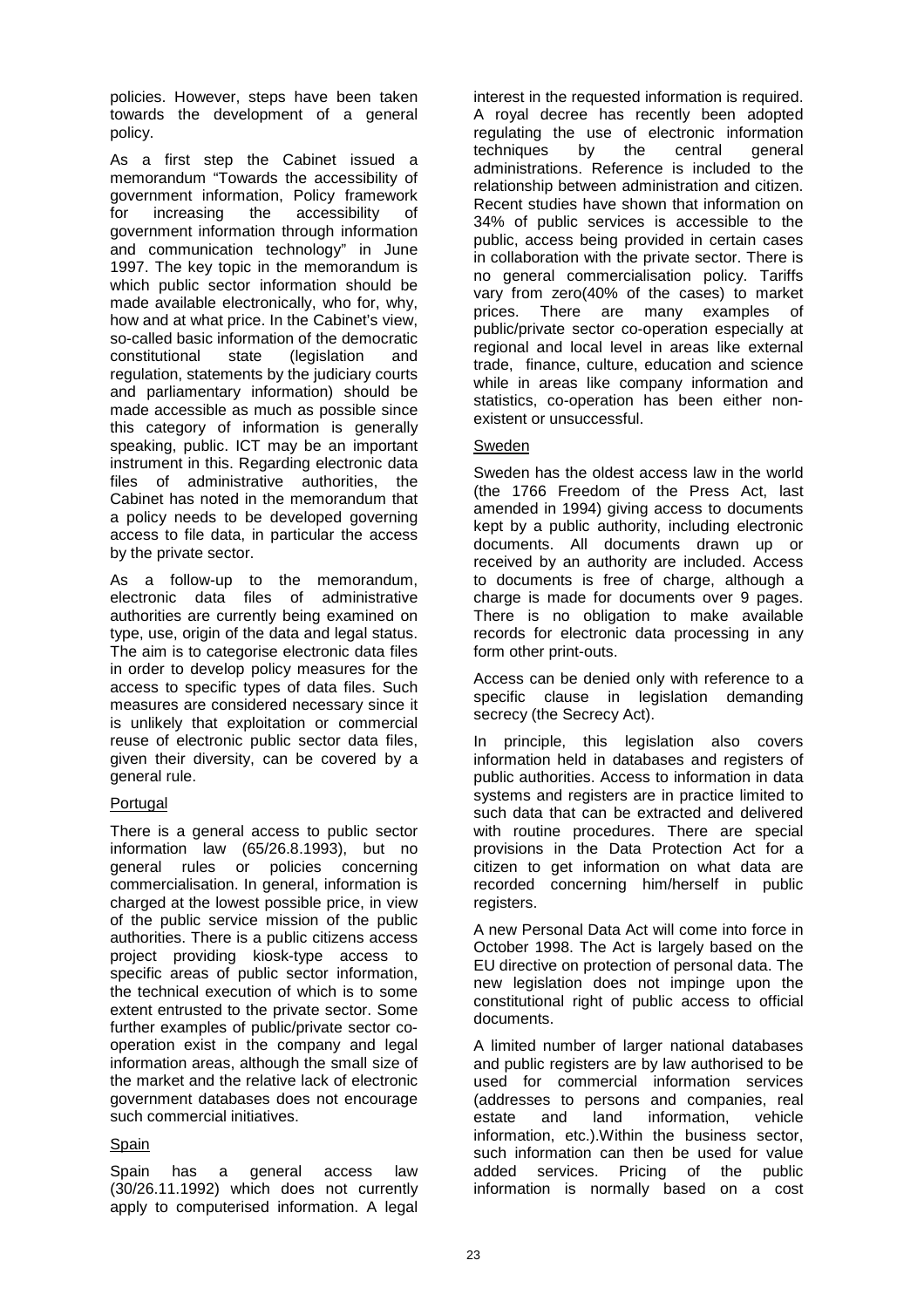policies. However, steps have been taken towards the development of a general policy.

As a first step the Cabinet issued a memorandum "Towards the accessibility of government information, Policy framework for increasing the accessibility of government information through information and communication technology" in June 1997. The key topic in the memorandum is which public sector information should be made available electronically, who for, why, how and at what price. In the Cabinet's view, so-called basic information of the democratic constitutional state (legislation and regulation, statements by the judiciary courts and parliamentary information) should be made accessible as much as possible since this category of information is generally speaking, public. ICT may be an important instrument in this. Regarding electronic data files of administrative authorities, the Cabinet has noted in the memorandum that a policy needs to be developed governing access to file data, in particular the access by the private sector.

As a follow-up to the memorandum, electronic data files of administrative authorities are currently being examined on type, use, origin of the data and legal status. The aim is to categorise electronic data files in order to develop policy measures for the access to specific types of data files. Such measures are considered necessary since it is unlikely that exploitation or commercial reuse of electronic public sector data files, given their diversity, can be covered by a general rule.

### Portugal

There is a general access to public sector information law (65/26.8.1993), but no general rules or policies concerning commercialisation. In general, information is charged at the lowest possible price, in view of the public service mission of the public authorities. There is a public citizens access project providing kiosk-type access to specific areas of public sector information, the technical execution of which is to some extent entrusted to the private sector. Some further examples of public/private sector co-operation exist in the company and legal information areas, although the small size of the market and the relative lack of electronic government databases does not encourage such commercial initiatives.

### Spain

Spain has a general access law (30/26.11.1992) which does not currently apply to computerised information. A legal interest in the requested information is required. A royal decree has recently been adopted regulating the use of electronic information techniques by the central general administrations. Reference is included to the relationship between administration and citizen. Recent studies have shown that information on 34% of public services is accessible to the public, access being provided in certain cases in collaboration with the private sector. There is no general commercialisation policy. Tariffs vary from zero(40% of the cases) to market prices. There are many examples of public/private sector co-operation especially at regional and local level in areas like external trade, finance, culture, education and science while in areas like company information and statistics, co-operation has been either non-existent or unsuccessful.

### Sweden

Sweden has the oldest access law in the world (the 1766 Freedom of the Press Act, last amended in 1994) giving access to documents kept by a public authority, including electronic documents. All documents drawn up or received by an authority are included. Access to documents is free of charge, although a charge is made for documents over 9 pages. There is no obligation to make available records for electronic data processing in any form other print-outs.

Access can be denied only with reference to a specific clause in legislation demanding secrecy (the Secrecy Act).

In principle, this legislation also covers information held in databases and registers of public authorities. Access to information in data systems and registers are in practice limited to such data that can be extracted and delivered with routine procedures. There are special provisions in the Data Protection Act for a citizen to get information on what data are recorded concerning him/herself in public registers.

A new Personal Data Act will come into force in October 1998. The Act is largely based on the EU directive on protection of personal data. The new legislation does not impinge upon the constitutional right of public access to official documents.

A limited number of larger national databases and public registers are by law authorised to be used for commercial information services (addresses to persons and companies, real estate and land information, vehicle information, etc.).Within the business sector, such information can then be used for value added services. Pricing of the public information is normally based on a cost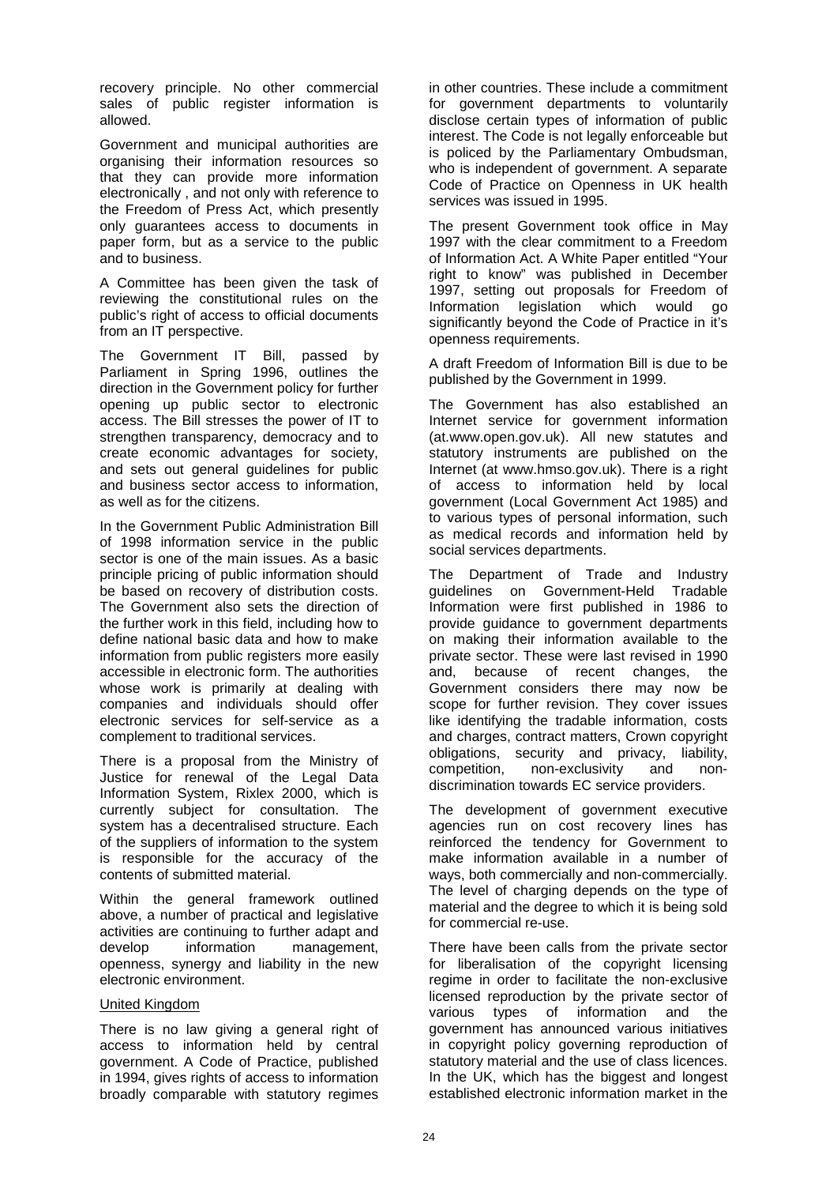recovery principle. No other commercial sales of public register information is allowed.

Government and municipal authorities are organising their information resources so that they can provide more information electronically , and not only with reference to the Freedom of Press Act, which presently only guarantees access to documents in paper form, but as a service to the public and to business.

A Committee has been given the task of reviewing the constitutional rules on the public's right of access to official documents from an IT perspective.

The Government IT Bill, passed by Parliament in Spring 1996, outlines the direction in the Government policy for further opening up public sector to electronic access. The Bill stresses the power of IT to strengthen transparency, democracy and to create economic advantages for society, and sets out general guidelines for public and business sector access to information, as well as for the citizens.

In the Government Public Administration Bill of 1998 information service in the public sector is one of the main issues. As a basic principle pricing of public information should be based on recovery of distribution costs. The Government also sets the direction of the further work in this field, including how to define national basic data and how to make information from public registers more easily accessible in electronic form. The authorities whose work is primarily at dealing with companies and individuals should offer electronic services for self-service as a complement to traditional services.

There is a proposal from the Ministry of Justice for renewal of the Legal Data Information System, Rixlex 2000, which is currently subject for consultation. The system has a decentralised structure. Each of the suppliers of information to the system is responsible for the accuracy of the contents of submitted material.

Within the general framework outlined above, a number of practical and legislative activities are continuing to further adapt and develop information management, openness, synergy and liability in the new electronic environment.

United Kingdom

There is no law giving a general right of access to information held by central government. A Code of Practice, published in 1994, gives rights of access to information broadly comparable with statutory regimes in other countries. These include a commitment for government departments to voluntarily disclose certain types of information of public interest. The Code is not legally enforceable but is policed by the Parliamentary Ombudsman, who is independent of government. A separate Code of Practice on Openness in UK health services was issued in 1995.

The present Government took office in May 1997 with the clear commitment to a Freedom of Information Act. A White Paper entitled "Your right to know" was published in December 1997, setting out proposals for Freedom of Information legislation which would go significantly beyond the Code of Practice in it's openness requirements.

A draft Freedom of Information Bill is due to be published by the Government in 1999.

The Government has also established an Internet service for government information (at.www.open.gov.uk). All new statutes and statutory instruments are published on the Internet (at www.hmso.gov.uk). There is a right of access to information held by local government (Local Government Act 1985) and to various types of personal information, such as medical records and information held by social services departments.

The Department of Trade and Industry guidelines on Government-Held Tradable Information were first published in 1986 to provide guidance to government departments on making their information available to the private sector. These were last revised in 1990 and, because of recent changes, the Government considers there may now be scope for further revision. They cover issues like identifying the tradable information, costs and charges, contract matters, Crown copyright obligations, security and privacy, liability, competition, non-exclusivity and non-discrimination towards EC service providers.

The development of government executive agencies run on cost recovery lines has reinforced the tendency for Government to make information available in a number of ways, both commercially and non-commercially. The level of charging depends on the type of material and the degree to which it is being sold for commercial re-use.

There have been calls from the private sector for liberalisation of the copyright licensing regime in order to facilitate the non-exclusive licensed reproduction by the private sector of various types of information and the government has announced various initiatives in copyright policy governing reproduction of statutory material and the use of class licences. In the UK, which has the biggest and longest established electronic information market in the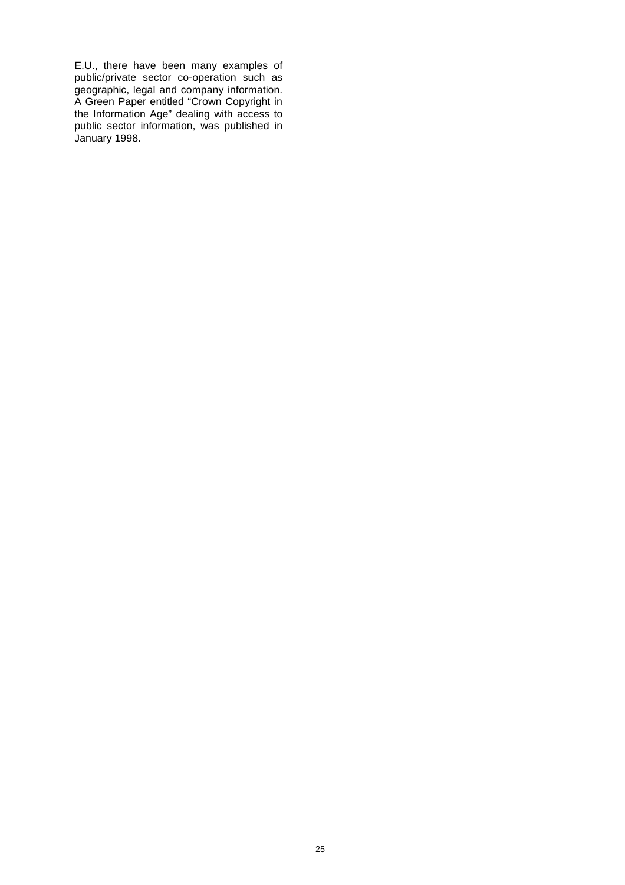E.U., there have been many examples of public/private sector co-operation such as geographic, legal and company information. A Green Paper entitled “Crown Copyright in the Information Age” dealing with access to public sector information, was published in January 1998.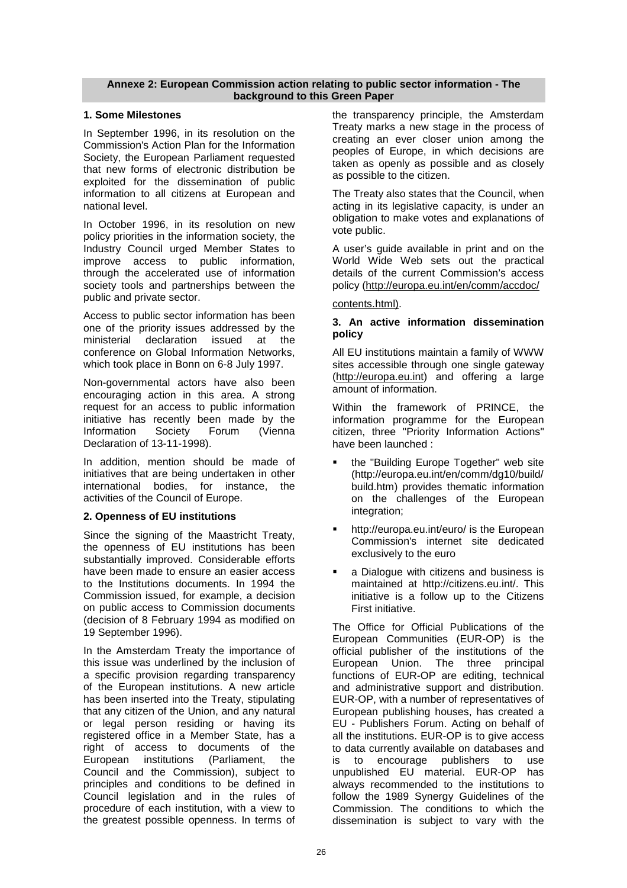## Annexe 2: European Commission action relating to public sector information - The background to this Green Paper

### 1. Some Milestones

In September 1996, in its resolution on the Commission's Action Plan for the Information Society, the European Parliament requested that new forms of electronic distribution be exploited for the dissemination of public information to all citizens at European and national level.

In October 1996, in its resolution on new policy priorities in the information society, the Industry Council urged Member States to improve access to public information, through the accelerated use of information society tools and partnerships between the public and private sector.

Access to public sector information has been one of the priority issues addressed by the ministerial declaration issued at the conference on Global Information Networks, which took place in Bonn on 6-8 July 1997.

Non-governmental actors have also been encouraging action in this area. A strong request for an access to public information initiative has recently been made by the Information Society Forum (Vienna Declaration of 13-11-1998).

In addition, mention should be made of initiatives that are being undertaken in other international bodies, for instance, the activities of the Council of Europe.

### 2. Openness of EU institutions

Since the signing of the Maastricht Treaty, the openness of EU institutions has been substantially improved. Considerable efforts have been made to ensure an easier access to the Institutions documents. In 1994 the Commission issued, for example, a decision on public access to Commission documents (decision of 8 February 1994 as modified on 19 September 1996).

In the Amsterdam Treaty the importance of this issue was underlined by the inclusion of a specific provision regarding transparency of the European institutions. A new article has been inserted into the Treaty, stipulating that any citizen of the Union, and any natural or legal person residing or having its registered office in a Member State, has a right of access to documents of the European institutions (Parliament, the Council and the Commission), subject to principles and conditions to be defined in Council legislation and in the rules of procedure of each institution, with a view to the greatest possible openness. In terms of the transparency principle, the Amsterdam Treaty marks a new stage in the process of creating an ever closer union among the peoples of Europe, in which decisions are taken as openly as possible and as closely as possible to the citizen.

The Treaty also states that the Council, when acting in its legislative capacity, is under an obligation to make votes and explanations of vote public.

A user's guide available in print and on the World Wide Web sets out the practical details of the current Commission's access policy (http://europa.eu.int/en/comm/accdoc/contents.html).

### 3. An active information dissemination policy

All EU institutions maintain a family of WWW sites accessible through one single gateway (http://europa.eu.int) and offering a large amount of information.

Within the framework of PRINCE, the information programme for the European citizen, three "Priority Information Actions" have been launched :

- the "Building Europe Together" web site (http://europa.eu.int/en/comm/dg10/build/build.htm) provides thematic information on the challenges of the European integration;
- http://europa.eu.int/euro/ is the European Commission's internet site dedicated exclusively to the euro
- a Dialogue with citizens and business is maintained at http://citizens.eu.int/. This initiative is a follow up to the Citizens First initiative.

The Office for Official Publications of the European Communities (EUR-OP) is the official publisher of the institutions of the European Union. The three principal functions of EUR-OP are editing, technical and administrative support and distribution. EUR-OP, with a number of representatives of European publishing houses, has created a EU - Publishers Forum. Acting on behalf of all the institutions. EUR-OP is to give access to data currently available on databases and is to encourage publishers to use unpublished EU material. EUR-OP has always recommended to the institutions to follow the 1989 Synergy Guidelines of the Commission. The conditions to which the dissemination is subject to vary with the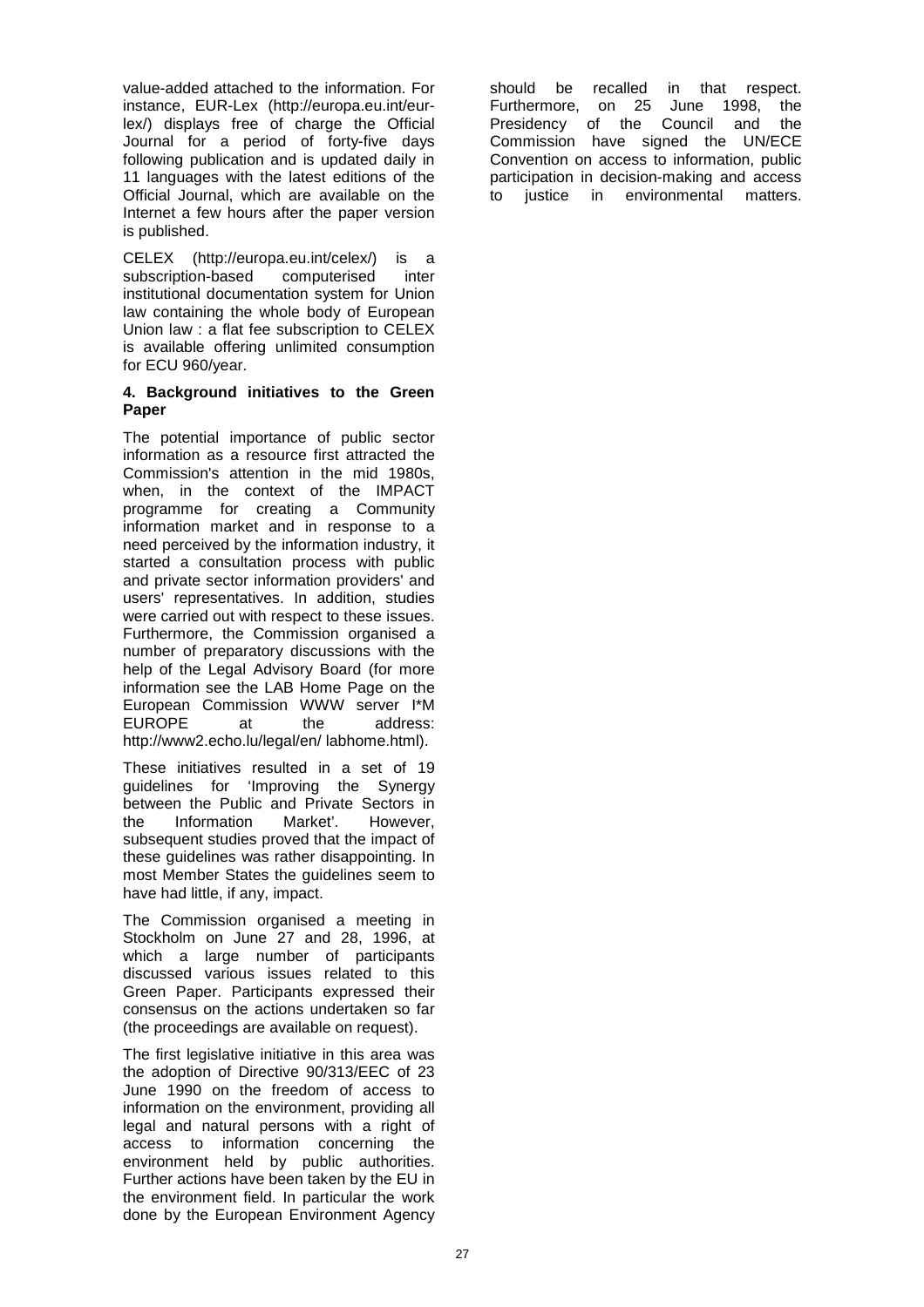value-added attached to the information. For instance, EUR-Lex (http://europa.eu.int/eur-lex/) displays free of charge the Official Journal for a period of forty-five days following publication and is updated daily in 11 languages with the latest editions of the Official Journal, which are available on the Internet a few hours after the paper version is published.

CELEX (http://europa.eu.int/celex/) is a subscription-based computerised inter institutional documentation system for Union law containing the whole body of European Union law : a flat fee subscription to CELEX is available offering unlimited consumption for ECU 960/year.

#### 4. Background initiatives to the Green Paper

The potential importance of public sector information as a resource first attracted the Commission's attention in the mid 1980s, when, in the context of the IMPACT programme for creating a Community information market and in response to a need perceived by the information industry, it started a consultation process with public and private sector information providers' and users' representatives. In addition, studies were carried out with respect to these issues. Furthermore, the Commission organised a number of preparatory discussions with the help of the Legal Advisory Board (for more information see the LAB Home Page on the European Commission WWW server I*M EUROPE at the address: http://www2.echo.lu/legal/en/ labhome.html).

These initiatives resulted in a set of 19 guidelines for 'Improving the Synergy between the Public and Private Sectors in the Information Market'. However, subsequent studies proved that the impact of these guidelines was rather disappointing. In most Member States the guidelines seem to have had little, if any, impact.

The Commission organised a meeting in Stockholm on June 27 and 28, 1996, at which a large number of participants discussed various issues related to this Green Paper. Participants expressed their consensus on the actions undertaken so far (the proceedings are available on request).

The first legislative initiative in this area was the adoption of Directive 90/313/EEC of 23 June 1990 on the freedom of access to information on the environment, providing all legal and natural persons with a right of access to information concerning the environment held by public authorities. Further actions have been taken by the EU in the environment field. In particular the work done by the European Environment Agency should be recalled in that respect. Furthermore, on 25 June 1998, the Presidency of the Council and the Commission have signed the UN/ECE Convention on access to information, public participation in decision-making and access to justice in environmental matters.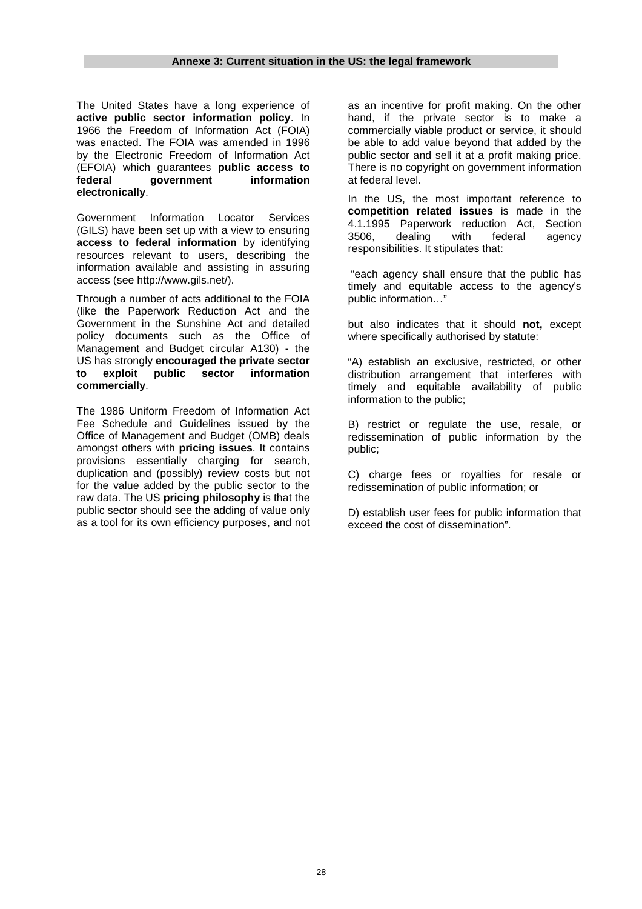## Annexe 3: Current situation in the US: the legal framework

The United States have a long experience of **active public sector information policy**. In 1966 the Freedom of Information Act (FOIA) was enacted. The FOIA was amended in 1996 by the Electronic Freedom of Information Act (EFOIA) which guarantees **public access to federal government information electronically**.

Government Information Locator Services (GILS) have been set up with a view to ensuring **access to federal information** by identifying resources relevant to users, describing the information available and assisting in assuring access (see http://www.gils.net/).

Through a number of acts additional to the FOIA (like the Paperwork Reduction Act and the Government in the Sunshine Act and detailed policy documents such as the Office of Management and Budget circular A130) - the US has strongly **encouraged the private sector to exploit public sector information commercially**.

The 1986 Uniform Freedom of Information Act Fee Schedule and Guidelines issued by the Office of Management and Budget (OMB) deals amongst others with **pricing issues**. It contains provisions essentially charging for search, duplication and (possibly) review costs but not for the value added by the public sector to the raw data. The US **pricing philosophy** is that the public sector should see the adding of value only as a tool for its own efficiency purposes, and not as an incentive for profit making. On the other hand, if the private sector is to make a commercially viable product or service, it should be able to add value beyond that added by the public sector and sell it at a profit making price. There is no copyright on government information at federal level.

In the US, the most important reference to **competition related issues** is made in the 4.1.1995 Paperwork reduction Act, Section 3506, dealing with federal agency responsibilities. It stipulates that:

"each agency shall ensure that the public has timely and equitable access to the agency's public information…"

but also indicates that it should **not,** except where specifically authorised by statute:

"A) establish an exclusive, restricted, or other distribution arrangement that interferes with timely and equitable availability of public information to the public;

B) restrict or regulate the use, resale, or redissemination of public information by the public;

C) charge fees or royalties for resale or redissemination of public information; or

D) establish user fees for public information that exceed the cost of dissemination".